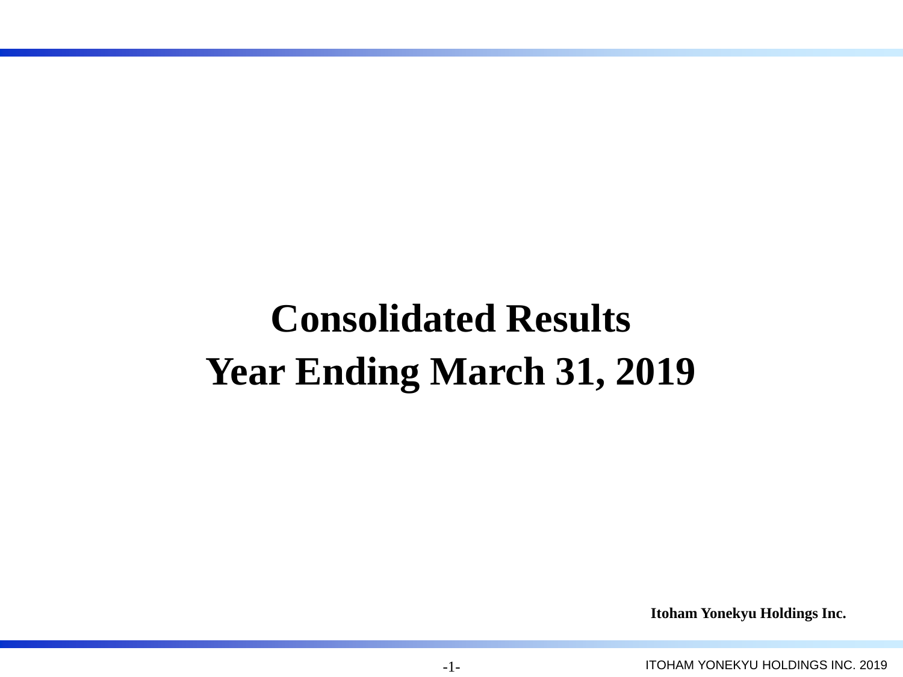# Consolidated Results
# Year Ending March 31, 2019

**Itoham Yonekyu Holdings Inc.**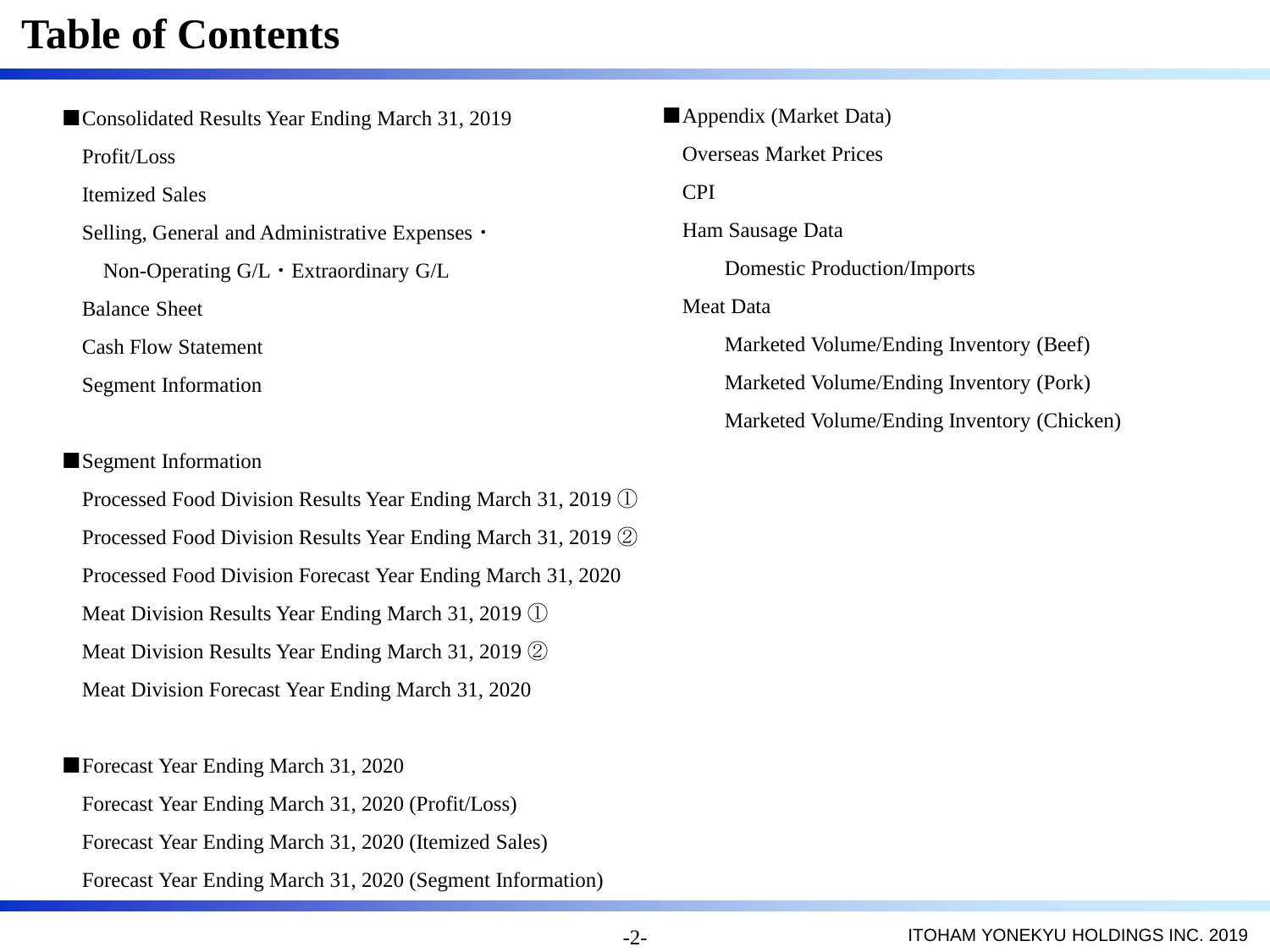# Table of Contents

- Consolidated Results Year Ending March 31, 2019
  - Profit/Loss
  - Itemized Sales
  - Selling, General and Administrative Expenses・
    - Non-Operating G/L・Extraordinary G/L
  - Balance Sheet
  - Cash Flow Statement
  - Segment Information

- Segment Information
  - Processed Food Division Results Year Ending March 31, 2019 ①
  - Processed Food Division Results Year Ending March 31, 2019 ②
  - Processed Food Division Forecast Year Ending March 31, 2020
  - Meat Division Results Year Ending March 31, 2019 ①
  - Meat Division Results Year Ending March 31, 2019 ②
  - Meat Division Forecast Year Ending March 31, 2020

- Forecast Year Ending March 31, 2020
  - Forecast Year Ending March 31, 2020 (Profit/Loss)
  - Forecast Year Ending March 31, 2020 (Itemized Sales)
  - Forecast Year Ending March 31, 2020 (Segment Information)

- Appendix (Market Data)
  - Overseas Market Prices
  - CPI
  - Ham Sausage Data
    - Domestic Production/Imports
  - Meat Data
    - Marketed Volume/Ending Inventory (Beef)
    - Marketed Volume/Ending Inventory (Pork)
    - Marketed Volume/Ending Inventory (Chicken)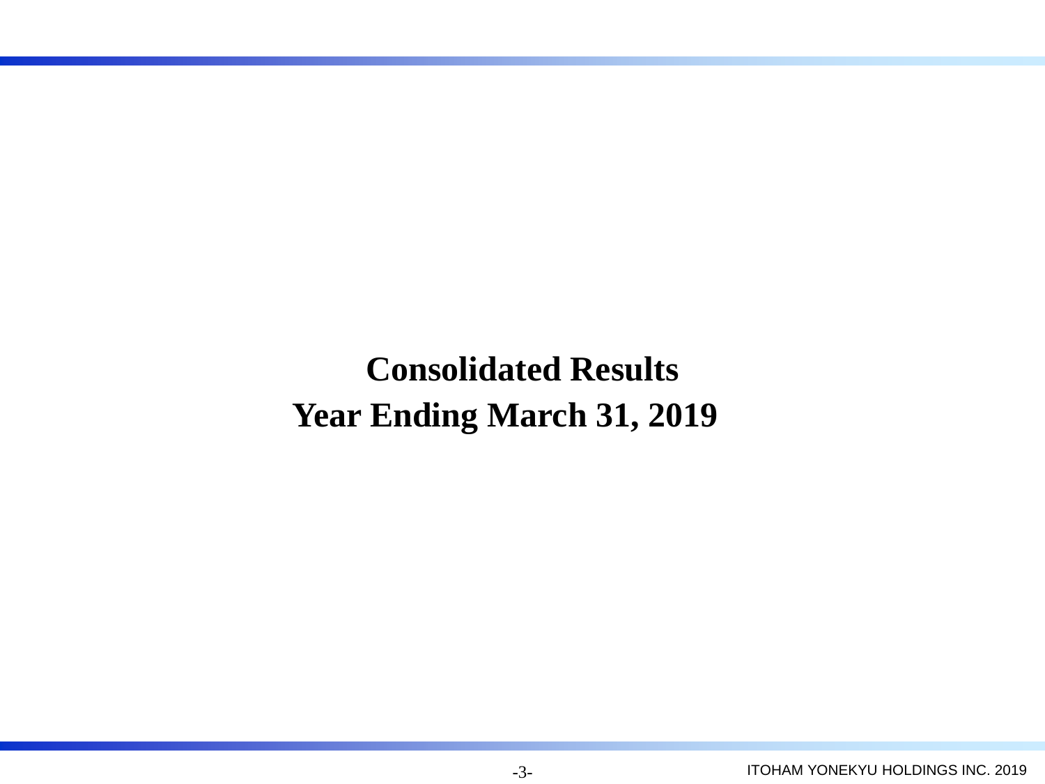# Consolidated Results
# Year Ending March 31, 2019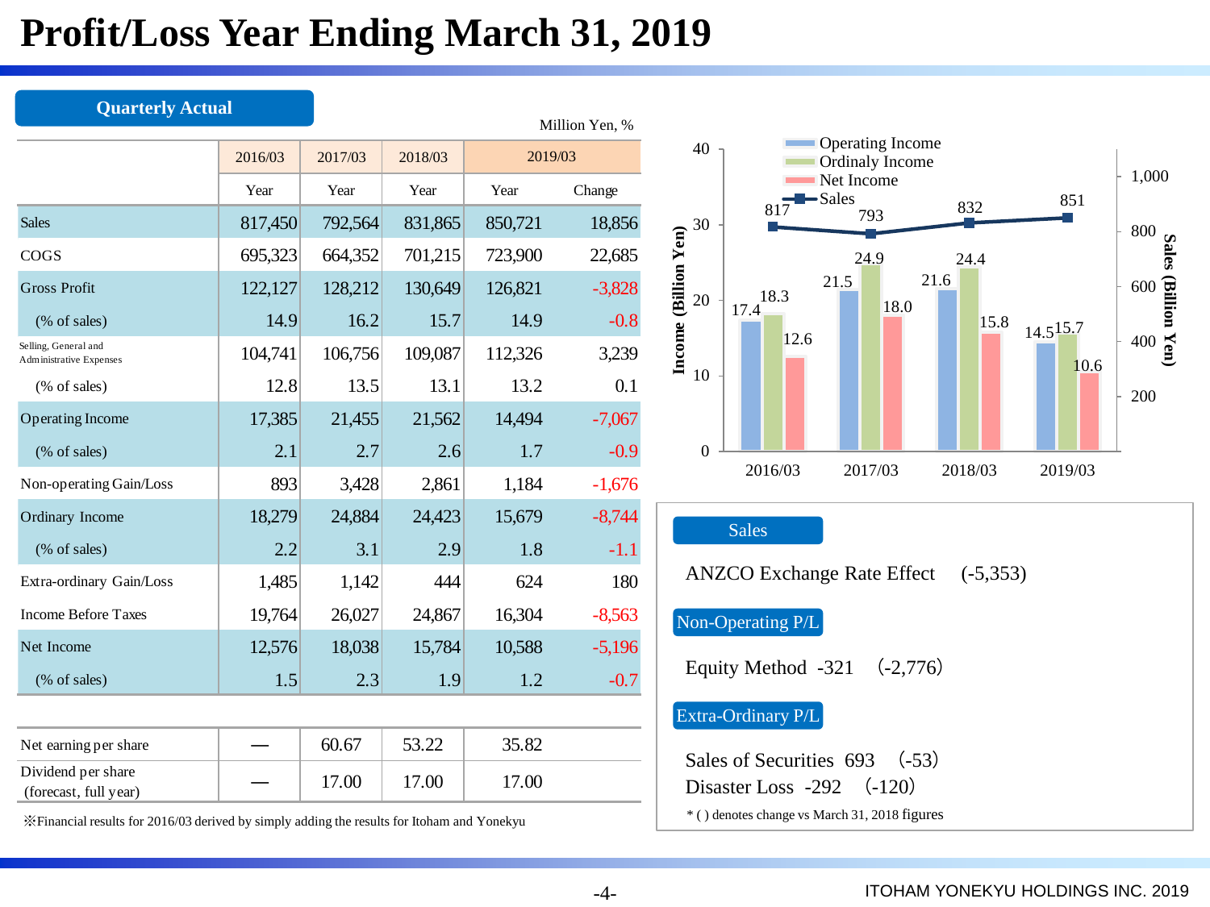# Profit/Loss Year Ending March 31, 2019

**Quarterly Actual**

Million Yen, %

| | 2016/03 | 2017/03 | 2018/03 | 2019/03 | |
|---|---|---|---|---|---|
| | Year | Year | Year | Year | Change |
| Sales | 817,450 | 792,564 | 831,865 | 850,721 | 18,856 |
| COGS | 695,323 | 664,352 | 701,215 | 723,900 | 22,685 |
| Gross Profit | 122,127 | 128,212 | 130,649 | 126,821 | -3,828 |
| (% of sales) | 14.9 | 16.2 | 15.7 | 14.9 | -0.8 |
| Selling, General and Administrative Expenses | 104,741 | 106,756 | 109,087 | 112,326 | 3,239 |
| (% of sales) | 12.8 | 13.5 | 13.1 | 13.2 | 0.1 |
| Operating Income | 17,385 | 21,455 | 21,562 | 14,494 | -7,067 |
| (% of sales) | 2.1 | 2.7 | 2.6 | 1.7 | -0.9 |
| Non-operating Gain/Loss | 893 | 3,428 | 2,861 | 1,184 | -1,676 |
| Ordinary Income | 18,279 | 24,884 | 24,423 | 15,679 | -8,744 |
| (% of sales) | 2.2 | 3.1 | 2.9 | 1.8 | -1.1 |
| Extra-ordinary Gain/Loss | 1,485 | 1,142 | 444 | 624 | 180 |
| Income Before Taxes | 19,764 | 26,027 | 24,867 | 16,304 | -8,563 |
| Net Income | 12,576 | 18,038 | 15,784 | 10,588 | -5,196 |
| (% of sales) | 1.5 | 2.3 | 1.9 | 1.2 | -0.7 |

| | 2016/03 | 2017/03 | 2018/03 | 2019/03 |
|---|---|---|---|---|
| Net earning per share | — | 60.67 | 53.22 | 35.82 |
| Dividend per share (forecast, full year) | — | 17.00 | 17.00 | 17.00 |

※Financial results for 2016/03 derived by simply adding the results for Itoham and Yonekyu

**Sales**

ANZCO Exchange Rate Effect (-5,353)

**Non-Operating P/L**

Equity Method -321 (-2,776)

**Extra-Ordinary P/L**

Sales of Securities 693 (-53)
Disaster Loss -292 (-120)

* ( ) denotes change vs March 31, 2018 figures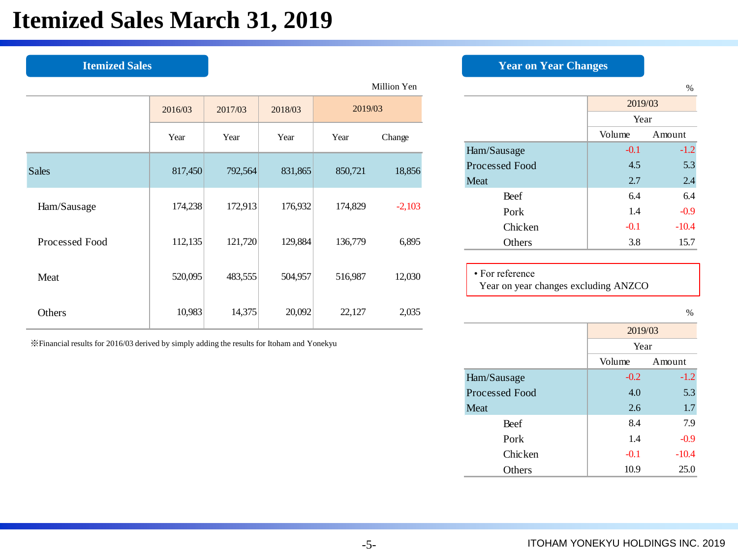# Itemized Sales March 31, 2019

## Itemized Sales

Million Yen

| | 2016/03 | 2017/03 | 2018/03 | 2019/03 | |
|---|---|---|---|---|---|
| | Year | Year | Year | Year | Change |
| Sales | 817,450 | 792,564 | 831,865 | 850,721 | 18,856 |
| Ham/Sausage | 174,238 | 172,913 | 176,932 | 174,829 | -2,103 |
| Processed Food | 112,135 | 121,720 | 129,884 | 136,779 | 6,895 |
| Meat | 520,095 | 483,555 | 504,957 | 516,987 | 12,030 |
| Others | 10,983 | 14,375 | 20,092 | 22,127 | 2,035 |

※Financial results for 2016/03 derived by simply adding the results for Itoham and Yonekyu

## Year on Year Changes

%

| | 2019/03 | |
|---|---|---|
| | Year | |
| | Volume | Amount |
| Ham/Sausage | -0.1 | -1.2 |
| Processed Food | 4.5 | 5.3 |
| Meat | 2.7 | 2.4 |
| Beef | 6.4 | 6.4 |
| Pork | 1.4 | -0.9 |
| Chicken | -0.1 | -10.4 |
| Others | 3.8 | 15.7 |

- For reference
  Year on year changes excluding ANZCO

%

| | 2019/03 | |
|---|---|---|
| | Year | |
| | Volume | Amount |
| Ham/Sausage | -0.2 | -1.2 |
| Processed Food | 4.0 | 5.3 |
| Meat | 2.6 | 1.7 |
| Beef | 8.4 | 7.9 |
| Pork | 1.4 | -0.9 |
| Chicken | -0.1 | -10.4 |
| Others | 10.9 | 25.0 |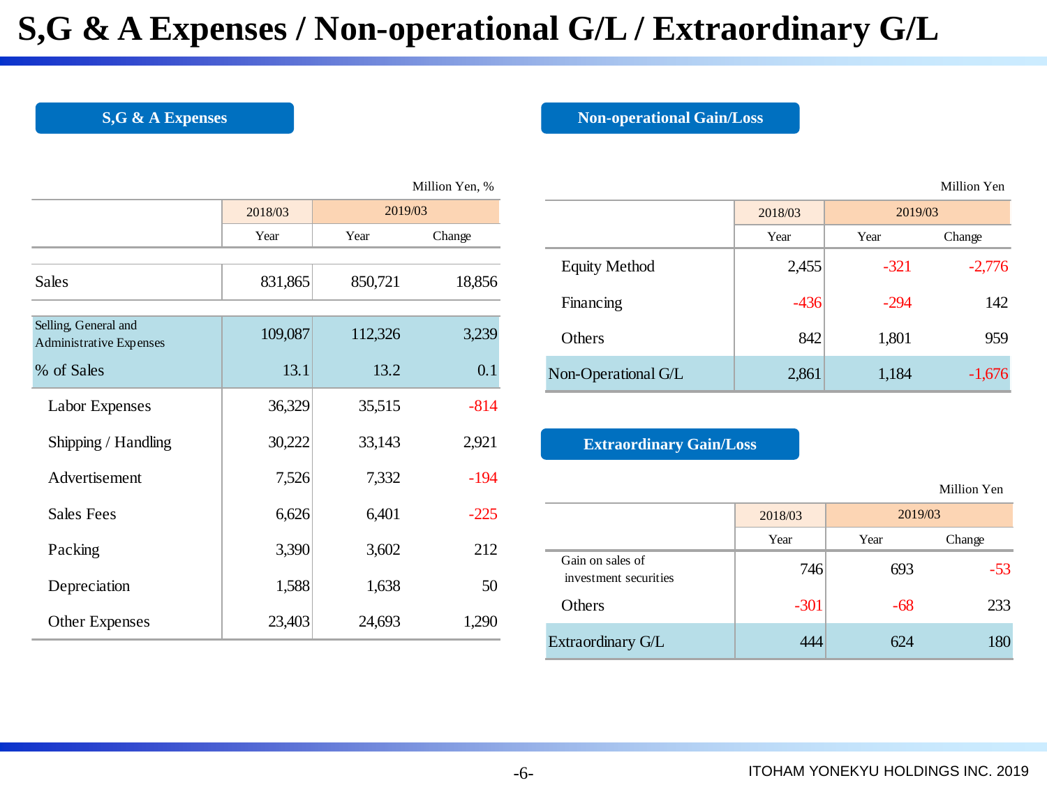# S,G & A Expenses / Non-operational G/L / Extraordinary G/L

## S,G & A Expenses

Million Yen, %

| | 2018/03 | 2019/03 | |
|---|---|---|---|
| | Year | Year | Change |
| Sales | 831,865 | 850,721 | 18,856 |
| Selling, General and Administrative Expenses | 109,087 | 112,326 | 3,239 |
| % of Sales | 13.1 | 13.2 | 0.1 |
| Labor Expenses | 36,329 | 35,515 | -814 |
| Shipping / Handling | 30,222 | 33,143 | 2,921 |
| Advertisement | 7,526 | 7,332 | -194 |
| Sales Fees | 6,626 | 6,401 | -225 |
| Packing | 3,390 | 3,602 | 212 |
| Depreciation | 1,588 | 1,638 | 50 |
| Other Expenses | 23,403 | 24,693 | 1,290 |

## Non-operational Gain/Loss

Million Yen

| | 2018/03 | 2019/03 | |
|---|---|---|---|
| | Year | Year | Change |
| Equity Method | 2,455 | -321 | -2,776 |
| Financing | -436 | -294 | 142 |
| Others | 842 | 1,801 | 959 |
| Non-Operational G/L | 2,861 | 1,184 | -1,676 |

## Extraordinary Gain/Loss

Million Yen

| | 2018/03 | 2019/03 | |
|---|---|---|---|
| | Year | Year | Change |
| Gain on sales of investment securities | 746 | 693 | -53 |
| Others | -301 | -68 | 233 |
| Extraordinary G/L | 444 | 624 | 180 |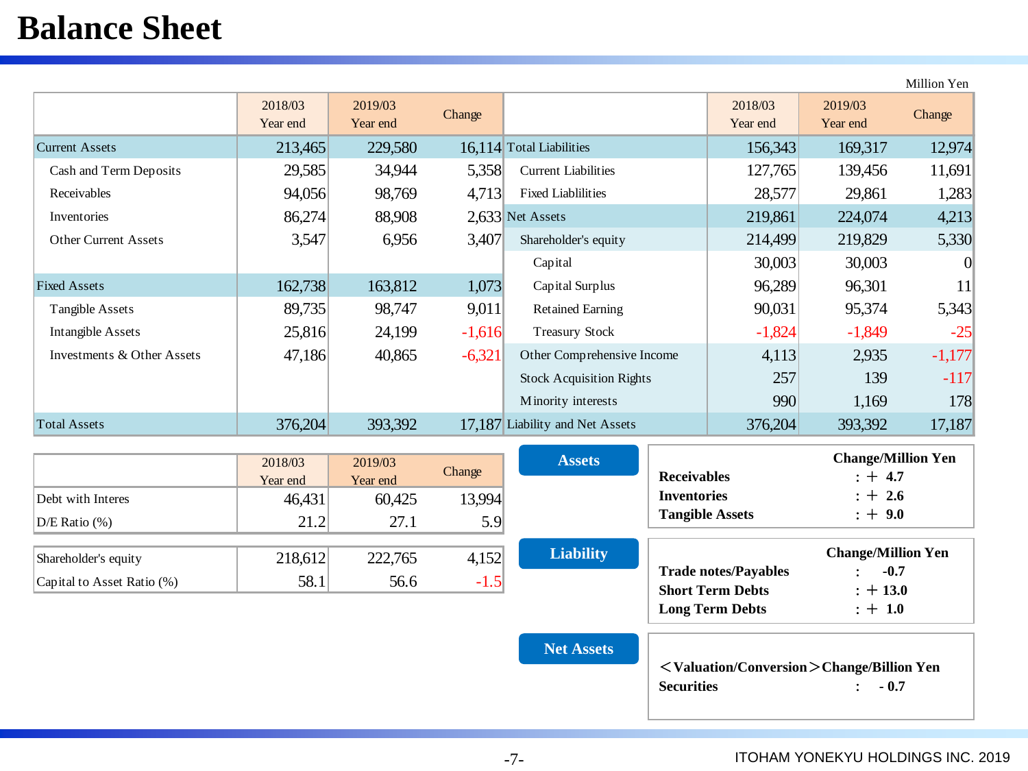# Balance Sheet

Million Yen

| | 2018/03 Year end | 2019/03 Year end | Change |
|---|---|---|---|
| Current Assets | 213,465 | 229,580 | 16,114 |
| Cash and Term Deposits | 29,585 | 34,944 | 5,358 |
| Receivables | 94,056 | 98,769 | 4,713 |
| Inventories | 86,274 | 88,908 | 2,633 |
| Other Current Assets | 3,547 | 6,956 | 3,407 |
| Fixed Assets | 162,738 | 163,812 | 1,073 |
| Tangible Assets | 89,735 | 98,747 | 9,011 |
| Intangible Assets | 25,816 | 24,199 | -1,616 |
| Investments & Other Assets | 47,186 | 40,865 | -6,321 |
| Total Assets | 376,204 | 393,392 | 17,187 |

| | 2018/03 Year end | 2019/03 Year end | Change |
|---|---|---|---|
| Total Liabilities | 156,343 | 169,317 | 12,974 |
| Current Liabilities | 127,765 | 139,456 | 11,691 |
| Fixed Liablilities | 28,577 | 29,861 | 1,283 |
| Net Assets | 219,861 | 224,074 | 4,213 |
| Shareholder's equity | 214,499 | 219,829 | 5,330 |
| Capital | 30,003 | 30,003 | 0 |
| Capital Surplus | 96,289 | 96,301 | 11 |
| Retained Earning | 90,031 | 95,374 | 5,343 |
| Treasury Stock | -1,824 | -1,849 | -25 |
| Other Comprehensive Income | 4,113 | 2,935 | -1,177 |
| Stock Acquisition Rights | 257 | 139 | -117 |
| Minority interests | 990 | 1,169 | 178 |
| Liability and Net Assets | 376,204 | 393,392 | 17,187 |

| | 2018/03 Year end | 2019/03 Year end | Change |
|---|---|---|---|
| Debt with Interes | 46,431 | 60,425 | 13,994 |
| D/E Ratio (%) | 21.2 | 27.1 | 5.9 |

| | | | |
|---|---|---|---|
| Shareholder's equity | 218,612 | 222,765 | 4,152 |
| Capital to Asset Ratio (%) | 58.1 | 56.6 | -1.5 |

**Assets**

| | Change/Million Yen |
|---|---|
| **Receivables** | : ＋ 4.7 |
| **Inventories** | : ＋ 2.6 |
| **Tangible Assets** | : ＋ 9.0 |

**Liability**

| | Change/Million Yen |
|---|---|
| **Trade notes/Payables** | : -0.7 |
| **Short Term Debts** | : ＋ 13.0 |
| **Long Term Debts** | : ＋ 1.0 |

**Net Assets**

| **＜Valuation/Conversion＞** | **Change/Billion Yen** |
|---|---|
| **Securities** | : - 0.7 |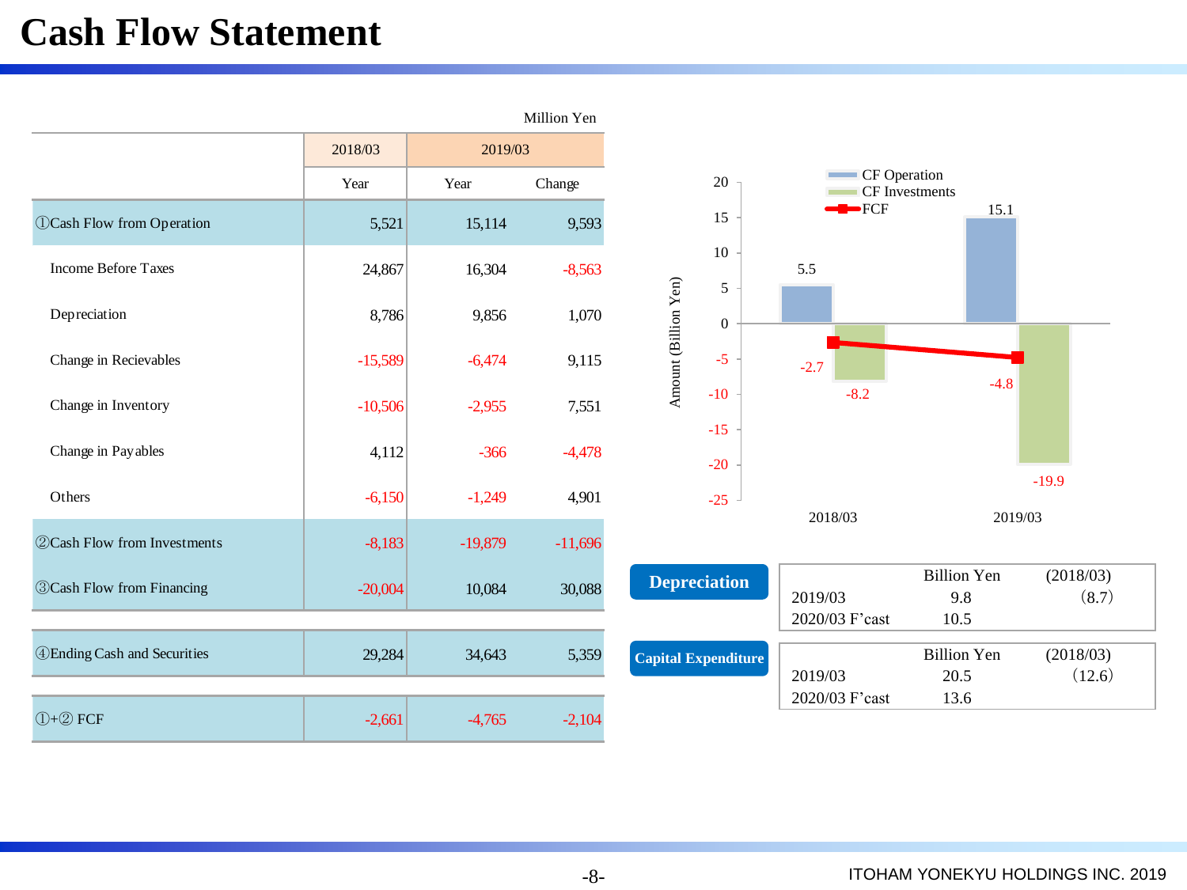# Cash Flow Statement

Million Yen

| | 2018/03 | 2019/03 | |
|---|---|---|---|
| | Year | Year | Change |
| ①Cash Flow from Operation | 5,521 | 15,114 | 9,593 |
| Income Before Taxes | 24,867 | 16,304 | -8,563 |
| Depreciation | 8,786 | 9,856 | 1,070 |
| Change in Recievables | -15,589 | -6,474 | 9,115 |
| Change in Inventory | -10,506 | -2,955 | 7,551 |
| Change in Payables | 4,112 | -366 | -4,478 |
| Others | -6,150 | -1,249 | 4,901 |
| ②Cash Flow from Investments | -8,183 | -19,879 | -11,696 |
| ③Cash Flow from Financing | -20,004 | 10,084 | 30,088 |
| ④Ending Cash and Securities | 29,284 | 34,643 | 5,359 |
| ①+② FCF | -2,661 | -4,765 | -2,104 |

Amount (Billion Yen)

| | 2018/03 | 2019/03 |
|---|---|---|
| CF Operation | 5.5 | 15.1 |
| CF Investments | -8.2 | -19.9 |
| FCF | -2.7 | -4.8 |

**Depreciation**

| | Billion Yen | (2018/03) |
|---|---|---|
| 2019/03 | 9.8 | (8.7) |
| 2020/03 F'cast | 10.5 | |

**Capital Expenditure**

| | Billion Yen | (2018/03) |
|---|---|---|
| 2019/03 | 20.5 | (12.6) |
| 2020/03 F'cast | 13.6 | |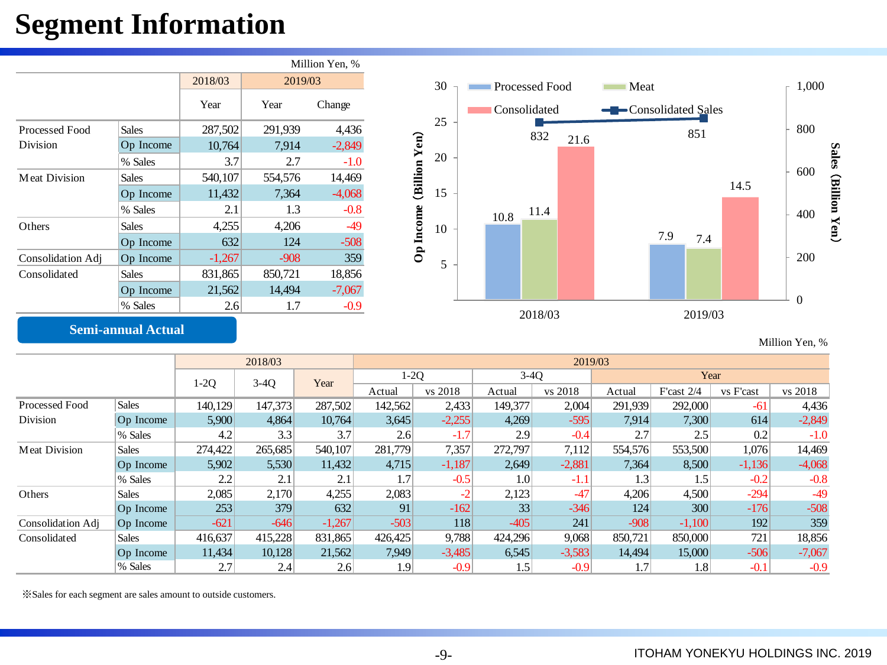# Segment Information

Million Yen, %

| | | 2018/03 | 2019/03 | |
|---|---|---|---|---|
| | | Year | Year | Change |
| Processed Food Division | Sales | 287,502 | 291,939 | 4,436 |
| | Op Income | 10,764 | 7,914 | -2,849 |
| | % Sales | 3.7 | 2.7 | -1.0 |
| Meat Division | Sales | 540,107 | 554,576 | 14,469 |
| | Op Income | 11,432 | 7,364 | -4,068 |
| | % Sales | 2.1 | 1.3 | -0.8 |
| Others | Sales | 4,255 | 4,206 | -49 |
| | Op Income | 632 | 124 | -508 |
| Consolidation Adj | Op Income | -1,267 | -908 | 359 |
| Consolidated | Sales | 831,865 | 850,721 | 18,856 |
| | Op Income | 21,562 | 14,494 | -7,067 |
| | % Sales | 2.6 | 1.7 | -0.9 |

| | Processed Food (Op Income, Billion Yen) | Meat (Op Income, Billion Yen) | Consolidated (Op Income, Billion Yen) | Consolidated Sales (Billion Yen) |
|---|---|---|---|---|
| 2018/03 | 10.8 | 11.4 | 21.6 | 832 |
| 2019/03 | 7.9 | 7.4 | 14.5 | 851 |

## Semi-annual Actual

Million Yen, %

| | | 2018/03 | | | 2019/03 | | | | | | | |
|---|---|---|---|---|---|---|---|---|---|---|---|---|
| | | 1-2Q | 3-4Q | Year | 1-2Q | | 3-4Q | | Year | | | |
| | | | | | Actual | vs 2018 | Actual | vs 2018 | Actual | F'cast 2/4 | vs F'cast | vs 2018 |
| Processed Food Division | Sales | 140,129 | 147,373 | 287,502 | 142,562 | 2,433 | 149,377 | 2,004 | 291,939 | 292,000 | -61 | 4,436 |
| | Op Income | 5,900 | 4,864 | 10,764 | 3,645 | -2,255 | 4,269 | -595 | 7,914 | 7,300 | 614 | -2,849 |
| | % Sales | 4.2 | 3.3 | 3.7 | 2.6 | -1.7 | 2.9 | -0.4 | 2.7 | 2.5 | 0.2 | -1.0 |
| Meat Division | Sales | 274,422 | 265,685 | 540,107 | 281,779 | 7,357 | 272,797 | 7,112 | 554,576 | 553,500 | 1,076 | 14,469 |
| | Op Income | 5,902 | 5,530 | 11,432 | 4,715 | -1,187 | 2,649 | -2,881 | 7,364 | 8,500 | -1,136 | -4,068 |
| | % Sales | 2.2 | 2.1 | 2.1 | 1.7 | -0.5 | 1.0 | -1.1 | 1.3 | 1.5 | -0.2 | -0.8 |
| Others | Sales | 2,085 | 2,170 | 4,255 | 2,083 | -2 | 2,123 | -47 | 4,206 | 4,500 | -294 | -49 |
| | Op Income | 253 | 379 | 632 | 91 | -162 | 33 | -346 | 124 | 300 | -176 | -508 |
| Consolidation Adj | Op Income | -621 | -646 | -1,267 | -503 | 118 | -405 | 241 | -908 | -1,100 | 192 | 359 |
| Consolidated | Sales | 416,637 | 415,228 | 831,865 | 426,425 | 9,788 | 424,296 | 9,068 | 850,721 | 850,000 | 721 | 18,856 |
| | Op Income | 11,434 | 10,128 | 21,562 | 7,949 | -3,485 | 6,545 | -3,583 | 14,494 | 15,000 | -506 | -7,067 |
| | % Sales | 2.7 | 2.4 | 2.6 | 1.9 | -0.9 | 1.5 | -0.9 | 1.7 | 1.8 | -0.1 | -0.9 |

※Sales for each segment are sales amount to outside customers.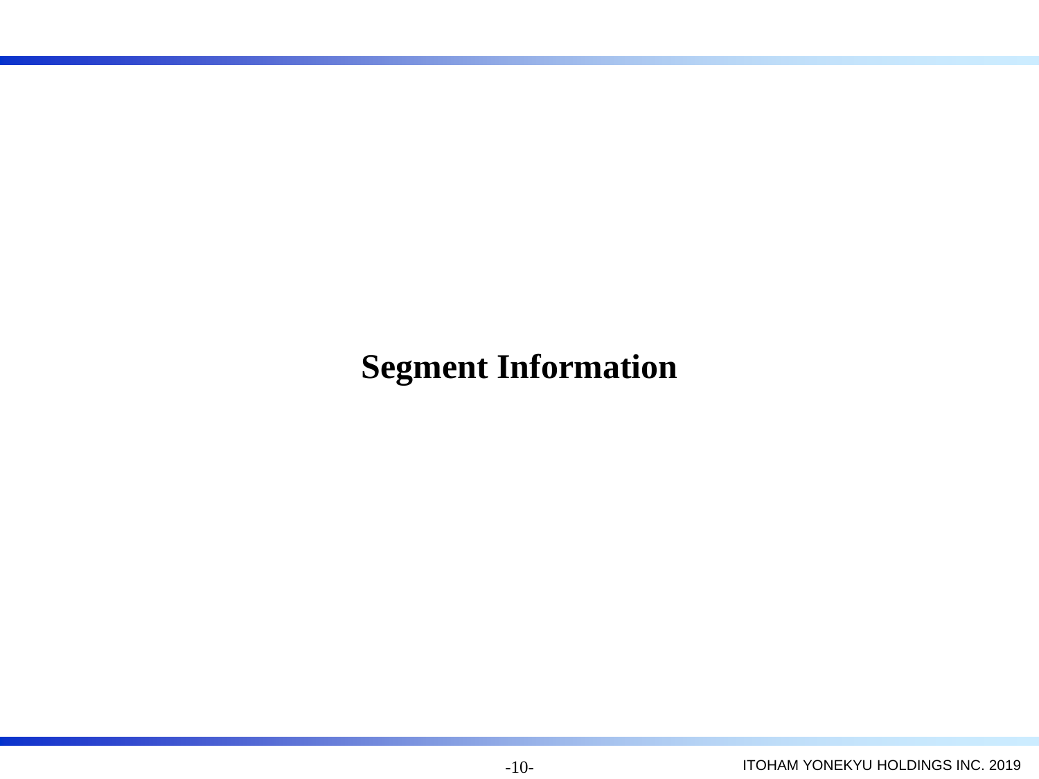# Segment Information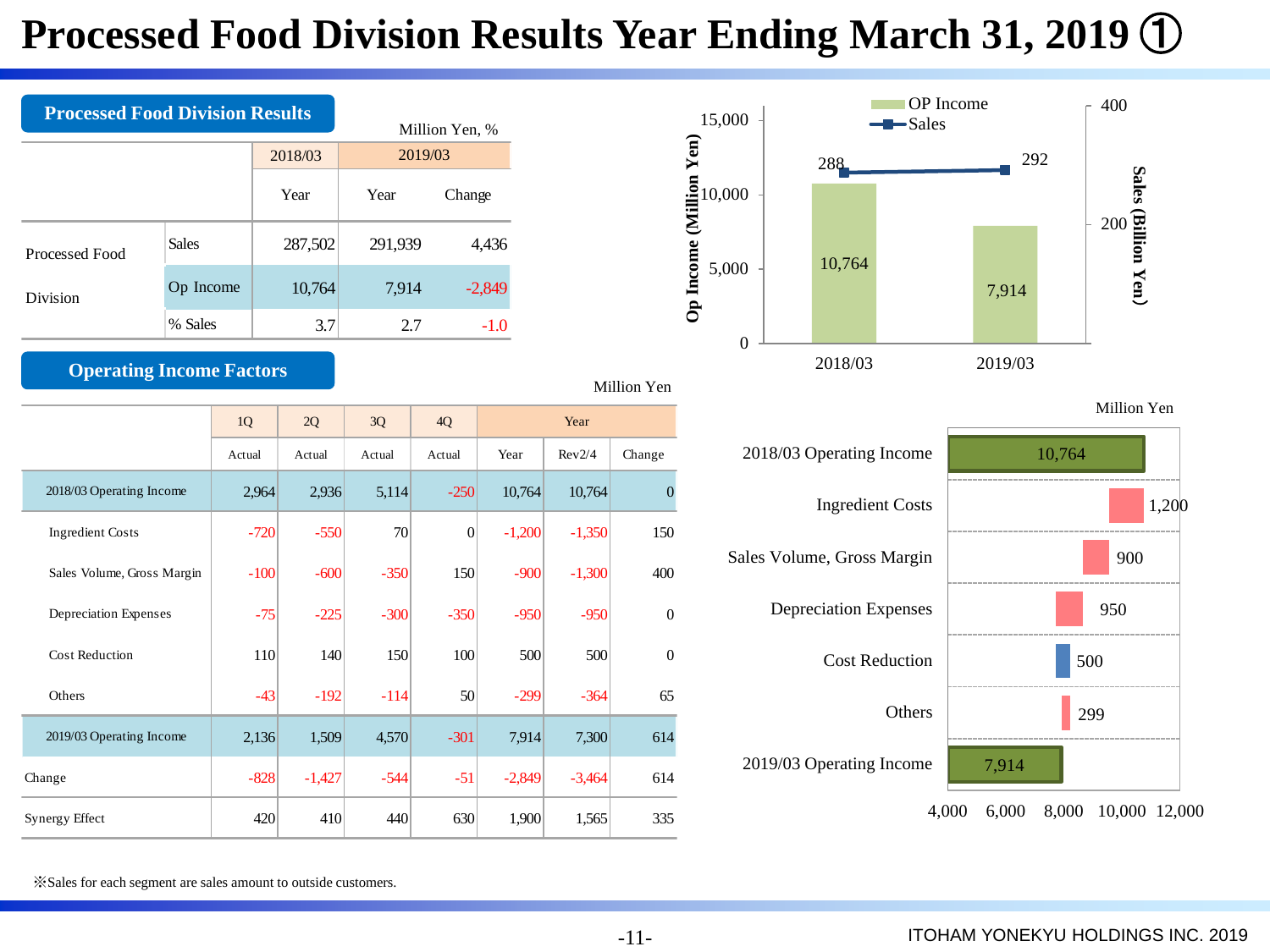# Processed Food Division Results Year Ending March 31, 2019 ①

## Processed Food Division Results

Million Yen, %

| | | 2018/03 | 2019/03 | |
|---|---|---|---|---|
| | | Year | Year | Change |
| Processed Food Division | Sales | 287,502 | 291,939 | 4,436 |
| | Op Income | 10,764 | 7,914 | -2,849 |
| | % Sales | 3.7 | 2.7 | -1.0 |

OP Income / Sales

| | 2018/03 | 2019/03 |
|---|---|---|
| Op Income (Million Yen) | 10,764 | 7,914 |
| Sales (Billion Yen) | 288 | 292 |

## Operating Income Factors

Million Yen

| | 1Q | 2Q | 3Q | 4Q | Year | | |
|---|---|---|---|---|---|---|---|
| | Actual | Actual | Actual | Actual | Year | Rev2/4 | Change |
| 2018/03 Operating Income | 2,964 | 2,936 | 5,114 | -250 | 10,764 | 10,764 | 0 |
| Ingredient Costs | -720 | -550 | 70 | 0 | -1,200 | -1,350 | 150 |
| Sales Volume, Gross Margin | -100 | -600 | -350 | 150 | -900 | -1,300 | 400 |
| Depreciation Expenses | -75 | -225 | -300 | -350 | -950 | -950 | 0 |
| Cost Reduction | 110 | 140 | 150 | 100 | 500 | 500 | 0 |
| Others | -43 | -192 | -114 | 50 | -299 | -364 | 65 |
| 2019/03 Operating Income | 2,136 | 1,509 | 4,570 | -301 | 7,914 | 7,300 | 614 |
| Change | -828 | -1,427 | -544 | -51 | -2,849 | -3,464 | 614 |
| Synergy Effect | 420 | 410 | 440 | 630 | 1,900 | 1,565 | 335 |

Million Yen

| | |
|---|---|
| 2018/03 Operating Income | 10,764 |
| Ingredient Costs | 1,200 |
| Sales Volume, Gross Margin | 900 |
| Depreciation Expenses | 950 |
| Cost Reduction | 500 |
| Others | 299 |
| 2019/03 Operating Income | 7,914 |

※Sales for each segment are sales amount to outside customers.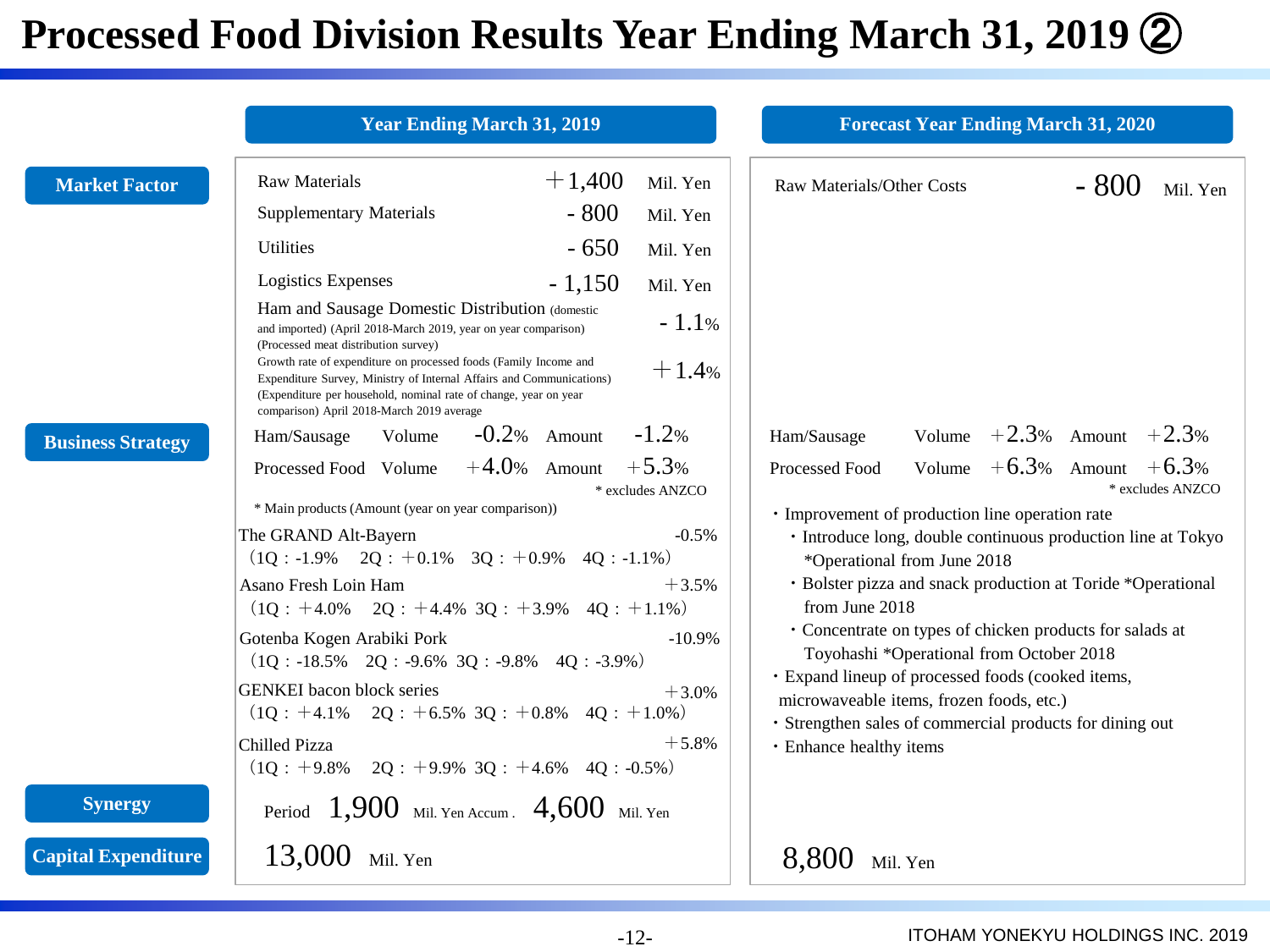# Processed Food Division Results Year Ending March 31, 2019 ②

| | Year Ending March 31, 2019 | Forecast Year Ending March 31, 2020 |
|---|---|---|
| **Market Factor** | Raw Materials ＋1,400 Mil. Yen<br>Supplementary Materials - 800 Mil. Yen<br>Utilities - 650 Mil. Yen<br>Logistics Expenses - 1,150 Mil. Yen<br>Ham and Sausage Domestic Distribution (domestic and imported) (April 2018-March 2019, year on year comparison) (Processed meat distribution survey) - 1.1%<br>Growth rate of expenditure on processed foods (Family Income and Expenditure Survey, Ministry of Internal Affairs and Communications) (Expenditure per household, nominal rate of change, year on year comparison) April 2018-March 2019 average ＋1.4% | Raw Materials/Other Costs - 800 Mil. Yen |
| **Business Strategy** | Ham/Sausage Volume -0.2% Amount -1.2%<br>Processed Food Volume ＋4.0% Amount ＋5.3%<br>* excludes ANZCO<br>* Main products (Amount (year on year comparison))<br>The GRAND Alt-Bayern -0.5% (1Q：-1.9% 2Q：＋0.1% 3Q：＋0.9% 4Q：-1.1%)<br>Asano Fresh Loin Ham ＋3.5% (1Q：＋4.0% 2Q：＋4.4% 3Q：＋3.9% 4Q：＋1.1%)<br>Gotenba Kogen Arabiki Pork -10.9% (1Q：-18.5% 2Q：-9.6% 3Q：-9.8% 4Q：-3.9%)<br>GENKEI bacon block series ＋3.0% (1Q：＋4.1% 2Q：＋6.5% 3Q：＋0.8% 4Q：＋1.0%)<br>Chilled Pizza ＋5.8% (1Q：＋9.8% 2Q：＋9.9% 3Q：＋4.6% 4Q：-0.5%) | Ham/Sausage Volume ＋2.3% Amount ＋2.3%<br>Processed Food Volume ＋6.3% Amount ＋6.3%<br>* excludes ANZCO<br>・Improvement of production line operation rate<br>・Introduce long, double continuous production line at Tokyo *Operational from June 2018<br>・Bolster pizza and snack production at Toride *Operational from June 2018<br>・Concentrate on types of chicken products for salads at Toyohashi *Operational from October 2018<br>・Expand lineup of processed foods (cooked items, microwaveable items, frozen foods, etc.)<br>・Strengthen sales of commercial products for dining out<br>・Enhance healthy items |
| **Synergy** | Period 1,900 Mil. Yen Accum. 4,600 Mil. Yen | |
| **Capital Expenditure** | 13,000 Mil. Yen | 8,800 Mil. Yen |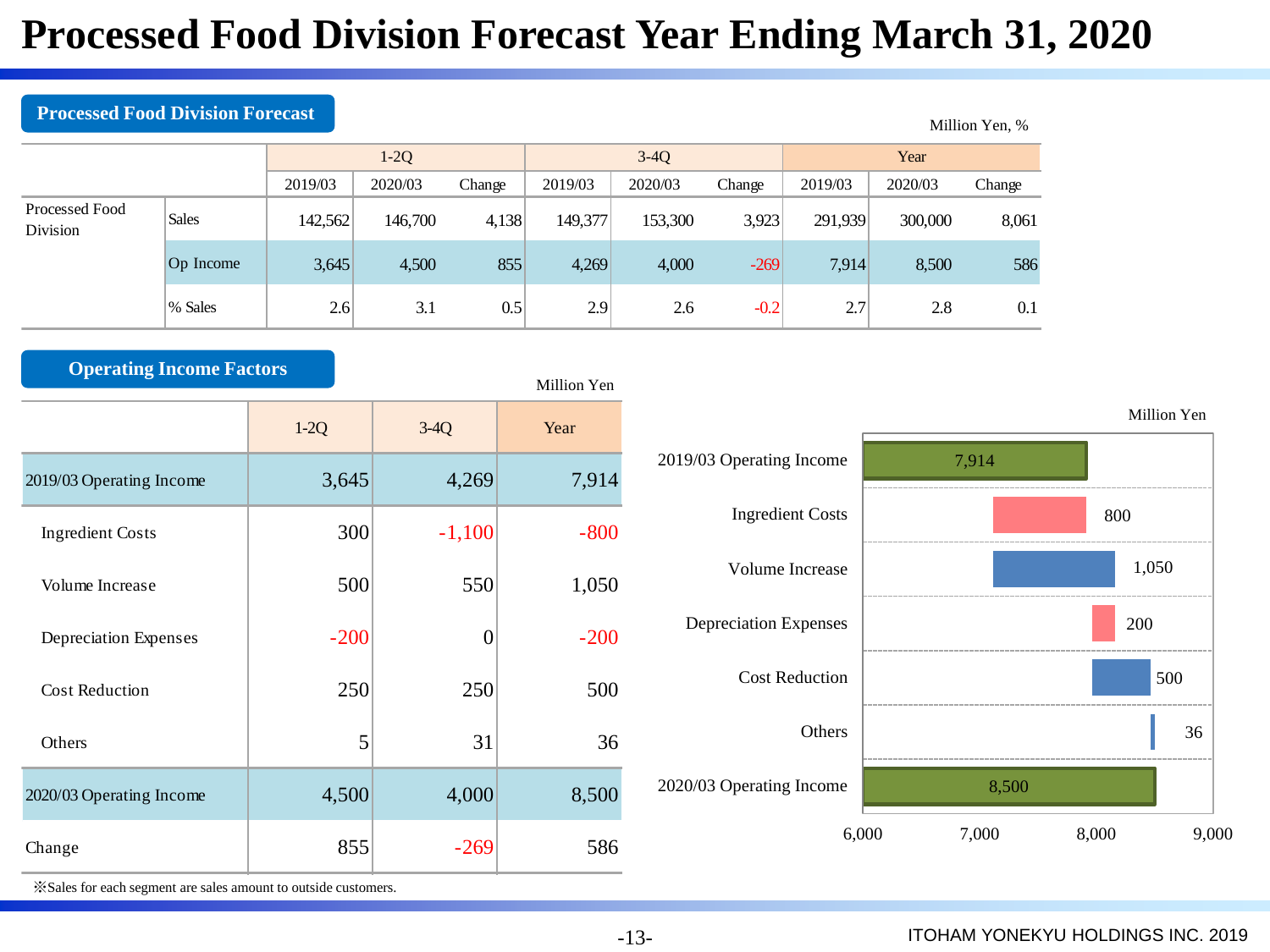# Processed Food Division Forecast Year Ending March 31, 2020

## Processed Food Division Forecast

Million Yen, %

| | | 1-2Q | | | 3-4Q | | | Year | | |
|---|---|---|---|---|---|---|---|---|---|---|
| | | 2019/03 | 2020/03 | Change | 2019/03 | 2020/03 | Change | 2019/03 | 2020/03 | Change |
| Processed Food Division | Sales | 142,562 | 146,700 | 4,138 | 149,377 | 153,300 | 3,923 | 291,939 | 300,000 | 8,061 |
| | Op Income | 3,645 | 4,500 | 855 | 4,269 | 4,000 | -269 | 7,914 | 8,500 | 586 |
| | % Sales | 2.6 | 3.1 | 0.5 | 2.9 | 2.6 | -0.2 | 2.7 | 2.8 | 0.1 |

## Operating Income Factors

Million Yen

| | 1-2Q | 3-4Q | Year |
|---|---|---|---|
| 2019/03 Operating Income | 3,645 | 4,269 | 7,914 |
| Ingredient Costs | 300 | -1,100 | -800 |
| Volume Increase | 500 | 550 | 1,050 |
| Depreciation Expenses | -200 | 0 | -200 |
| Cost Reduction | 250 | 250 | 500 |
| Others | 5 | 31 | 36 |
| 2020/03 Operating Income | 4,500 | 4,000 | 8,500 |
| Change | 855 | -269 | 586 |

※Sales for each segment are sales amount to outside customers.

Million Yen

| | Value |
|---|---|
| 2019/03 Operating Income | 7,914 |
| Ingredient Costs | 800 |
| Volume Increase | 1,050 |
| Depreciation Expenses | 200 |
| Cost Reduction | 500 |
| Others | 36 |
| 2020/03 Operating Income | 8,500 |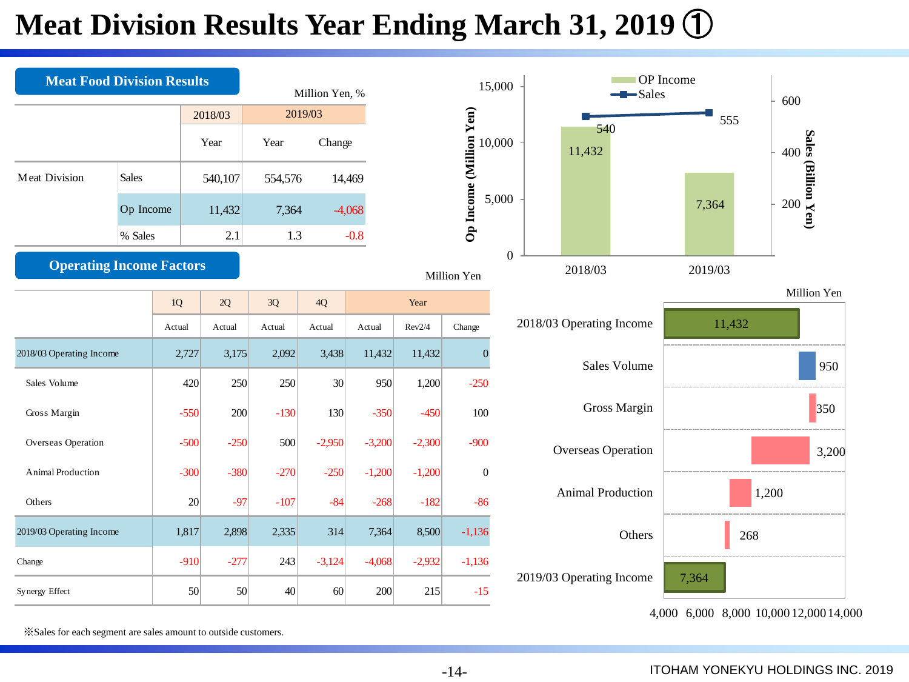# Meat Division Results Year Ending March 31, 2019 ①

## Meat Food Division Results

Million Yen, %

| | | 2018/03 | 2019/03 | |
|---|---|---|---|---|
| | | Year | Year | Change |
| Meat Division | Sales | 540,107 | 554,576 | 14,469 |
| | Op Income | 11,432 | 7,364 | -4,068 |
| | % Sales | 2.1 | 1.3 | -0.8 |

OP Income / Sales

| | 2018/03 | 2019/03 |
|---|---|---|
| Op Income (Million Yen) | 11,432 | 7,364 |
| Sales (Billion Yen) | 540 | 555 |

## Operating Income Factors

Million Yen

| | 1Q | 2Q | 3Q | 4Q | Year | | |
|---|---|---|---|---|---|---|---|
| | Actual | Actual | Actual | Actual | Actual | Rev2/4 | Change |
| 2018/03 Operating Income | 2,727 | 3,175 | 2,092 | 3,438 | 11,432 | 11,432 | 0 |
| Sales Volume | 420 | 250 | 250 | 30 | 950 | 1,200 | -250 |
| Gross Margin | -550 | 200 | -130 | 130 | -350 | -450 | 100 |
| Overseas Operation | -500 | -250 | 500 | -2,950 | -3,200 | -2,300 | -900 |
| Animal Production | -300 | -380 | -270 | -250 | -1,200 | -1,200 | 0 |
| Others | 20 | -97 | -107 | -84 | -268 | -182 | -86 |
| 2019/03 Operating Income | 1,817 | 2,898 | 2,335 | 314 | 7,364 | 8,500 | -1,136 |
| Change | -910 | -277 | 243 | -3,124 | -4,068 | -2,932 | -1,136 |
| Synergy Effect | 50 | 50 | 40 | 60 | 200 | 215 | -15 |

Million Yen

| | |
|---|---|
| 2018/03 Operating Income | 11,432 |
| Sales Volume | 950 |
| Gross Margin | 350 |
| Overseas Operation | 3,200 |
| Animal Production | 1,200 |
| Others | 268 |
| 2019/03 Operating Income | 7,364 |

※Sales for each segment are sales amount to outside customers.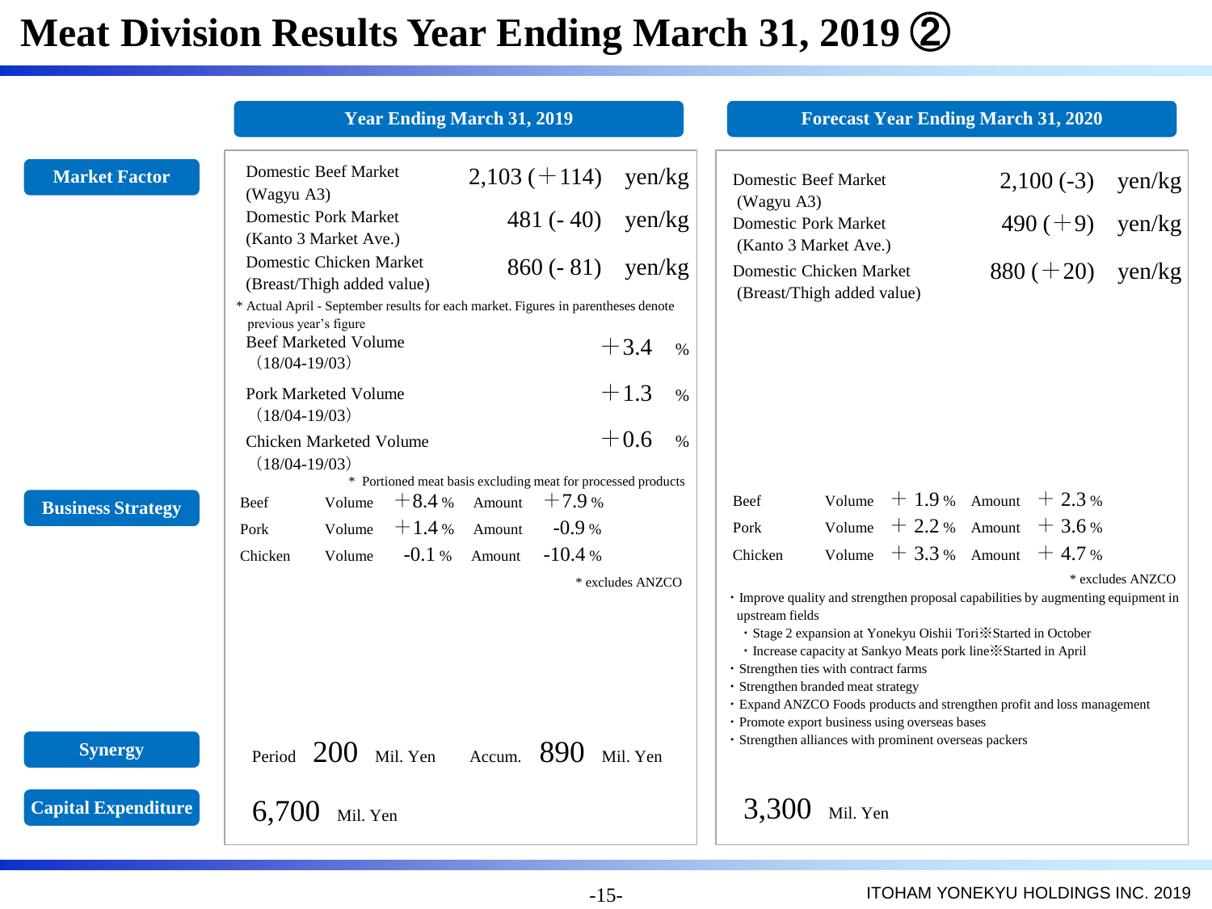# Meat Division Results Year Ending March 31, 2019 ②

| | Year Ending March 31, 2019 | Forecast Year Ending March 31, 2020 |
|---|---|---|
| **Market Factor** | Domestic Beef Market (Wagyu A3) 2,103 (＋114) yen/kg<br>Domestic Pork Market (Kanto 3 Market Ave.) 481 (- 40) yen/kg<br>Domestic Chicken Market (Breast/Thigh added value) 860 (- 81) yen/kg<br>* Actual April - September results for each market. Figures in parentheses denote previous year's figure<br>Beef Marketed Volume (18/04-19/03) ＋3.4 %<br>Pork Marketed Volume (18/04-19/03) ＋1.3 %<br>Chicken Marketed Volume (18/04-19/03) ＋0.6 %<br>* Portioned meat basis excluding meat for processed products | Domestic Beef Market (Wagyu A3) 2,100 (-3) yen/kg<br>Domestic Pork Market (Kanto 3 Market Ave.) 490 (＋9) yen/kg<br>Domestic Chicken Market (Breast/Thigh added value) 880 (＋20) yen/kg |
| **Business Strategy** | Beef Volume ＋8.4 % Amount ＋7.9 %<br>Pork Volume ＋1.4 % Amount -0.9 %<br>Chicken Volume -0.1 % Amount -10.4 %<br>* excludes ANZCO | Beef Volume ＋ 1.9 % Amount ＋ 2.3 %<br>Pork Volume ＋ 2.2 % Amount ＋ 3.6 %<br>Chicken Volume ＋ 3.3 % Amount ＋ 4.7 %<br>* excludes ANZCO<br>・Improve quality and strengthen proposal capabilities by augmenting equipment in upstream fields<br>　・Stage 2 expansion at Yonekyu Oishii Tori※Started in October<br>　・Increase capacity at Sankyo Meats pork line※Started in April<br>・Strengthen ties with contract farms<br>・Strengthen branded meat strategy<br>・Expand ANZCO Foods products and strengthen profit and loss management<br>・Promote export business using overseas bases<br>・Strengthen alliances with prominent overseas packers |
| **Synergy** | Period 200 Mil. Yen　Accum. 890 Mil. Yen | |
| **Capital Expenditure** | 6,700 Mil. Yen | 3,300 Mil. Yen |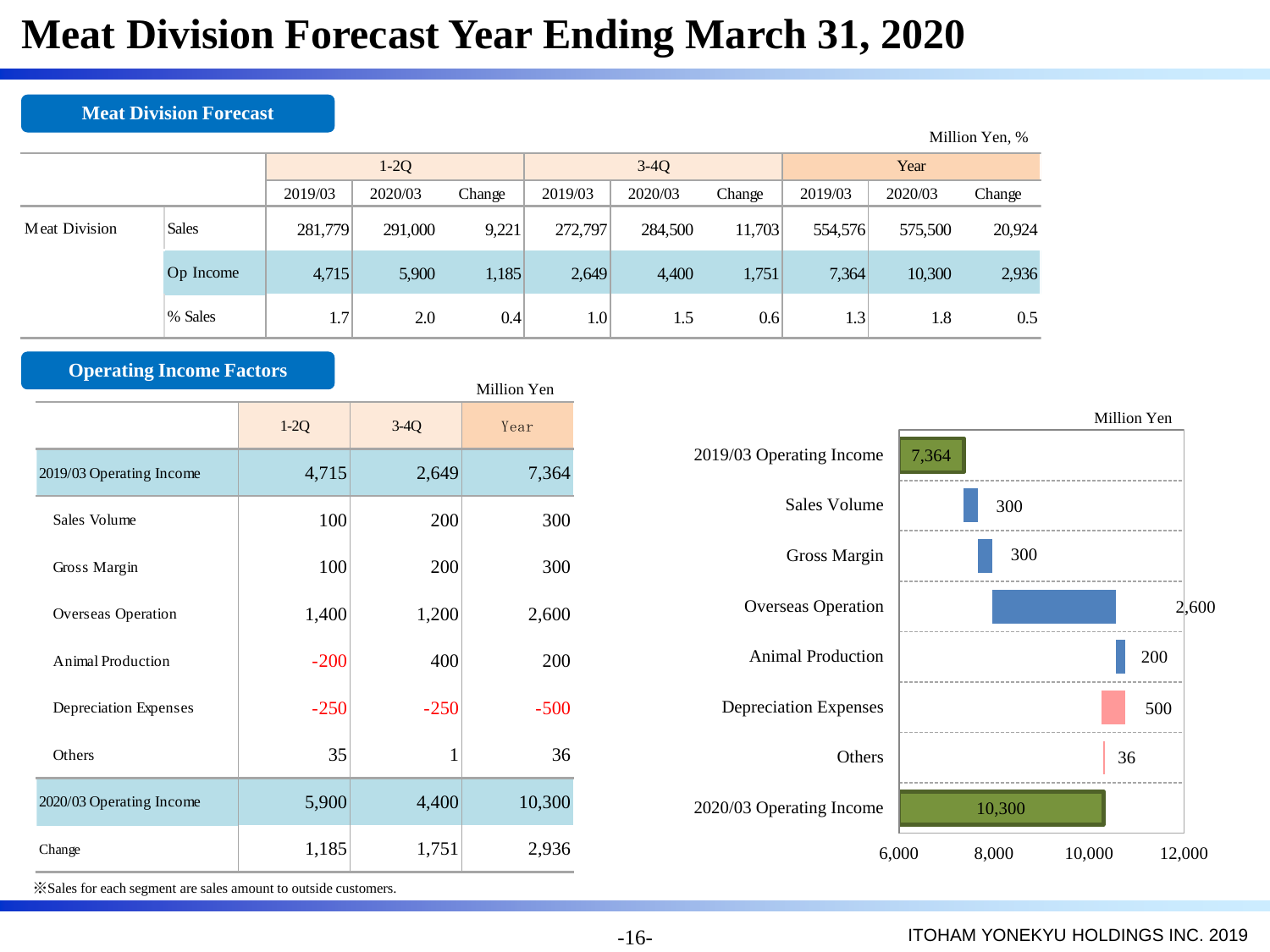# Meat Division Forecast Year Ending March 31, 2020

## Meat Division Forecast

Million Yen, %

| | | 1-2Q | | | 3-4Q | | | Year | | |
|---|---|---|---|---|---|---|---|---|---|---|
| | | 2019/03 | 2020/03 | Change | 2019/03 | 2020/03 | Change | 2019/03 | 2020/03 | Change |
| Meat Division | Sales | 281,779 | 291,000 | 9,221 | 272,797 | 284,500 | 11,703 | 554,576 | 575,500 | 20,924 |
| | Op Income | 4,715 | 5,900 | 1,185 | 2,649 | 4,400 | 1,751 | 7,364 | 10,300 | 2,936 |
| | % Sales | 1.7 | 2.0 | 0.4 | 1.0 | 1.5 | 0.6 | 1.3 | 1.8 | 0.5 |

## Operating Income Factors

Million Yen

| | 1-2Q | 3-4Q | Year |
|---|---|---|---|
| 2019/03 Operating Income | 4,715 | 2,649 | 7,364 |
| Sales Volume | 100 | 200 | 300 |
| Gross Margin | 100 | 200 | 300 |
| Overseas Operation | 1,400 | 1,200 | 2,600 |
| Animal Production | -200 | 400 | 200 |
| Depreciation Expenses | -250 | -250 | -500 |
| Others | 35 | 1 | 36 |
| 2020/03 Operating Income | 5,900 | 4,400 | 10,300 |
| Change | 1,185 | 1,751 | 2,936 |

※Sales for each segment are sales amount to outside customers.

Million Yen

| | |
|---|---|
| 2019/03 Operating Income | 7,364 |
| Sales Volume | 300 |
| Gross Margin | 300 |
| Overseas Operation | 2,600 |
| Animal Production | 200 |
| Depreciation Expenses | 500 |
| Others | 36 |
| 2020/03 Operating Income | 10,300 |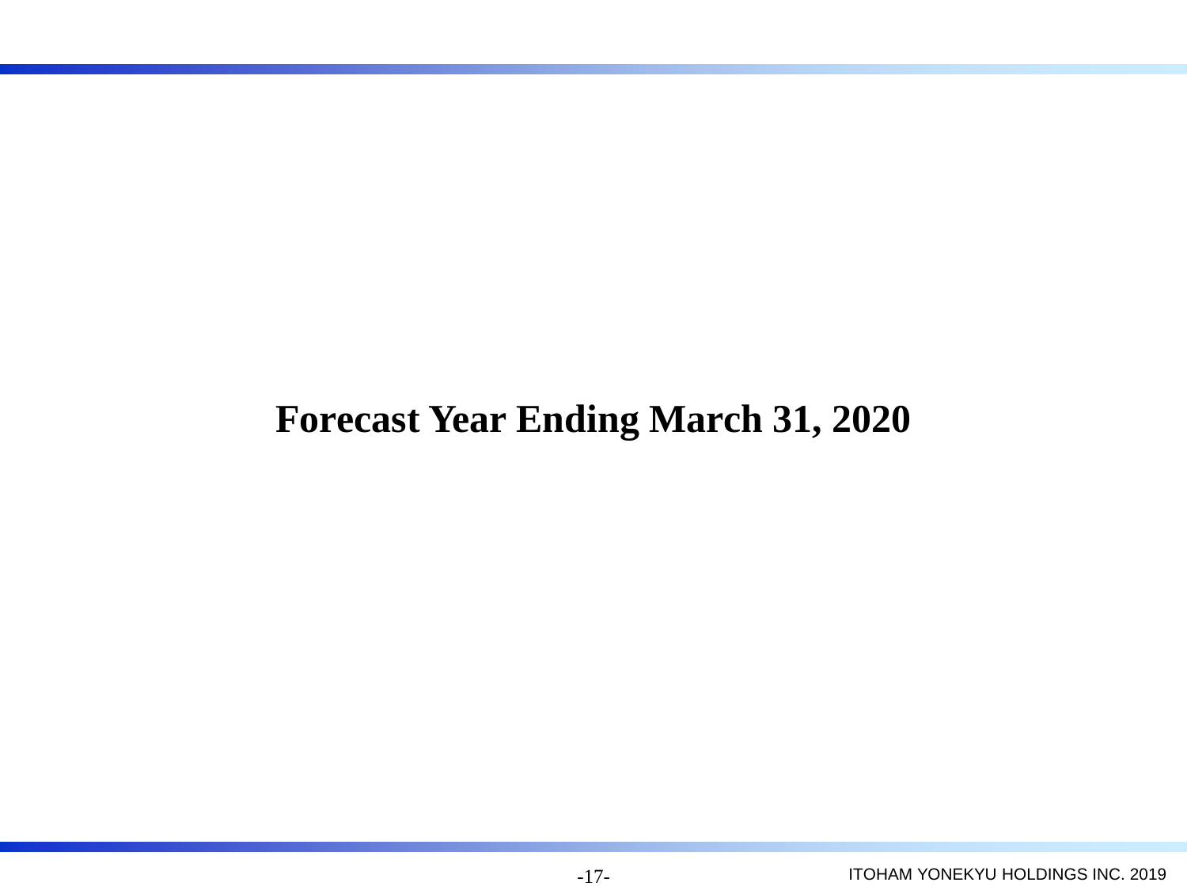# Forecast Year Ending March 31, 2020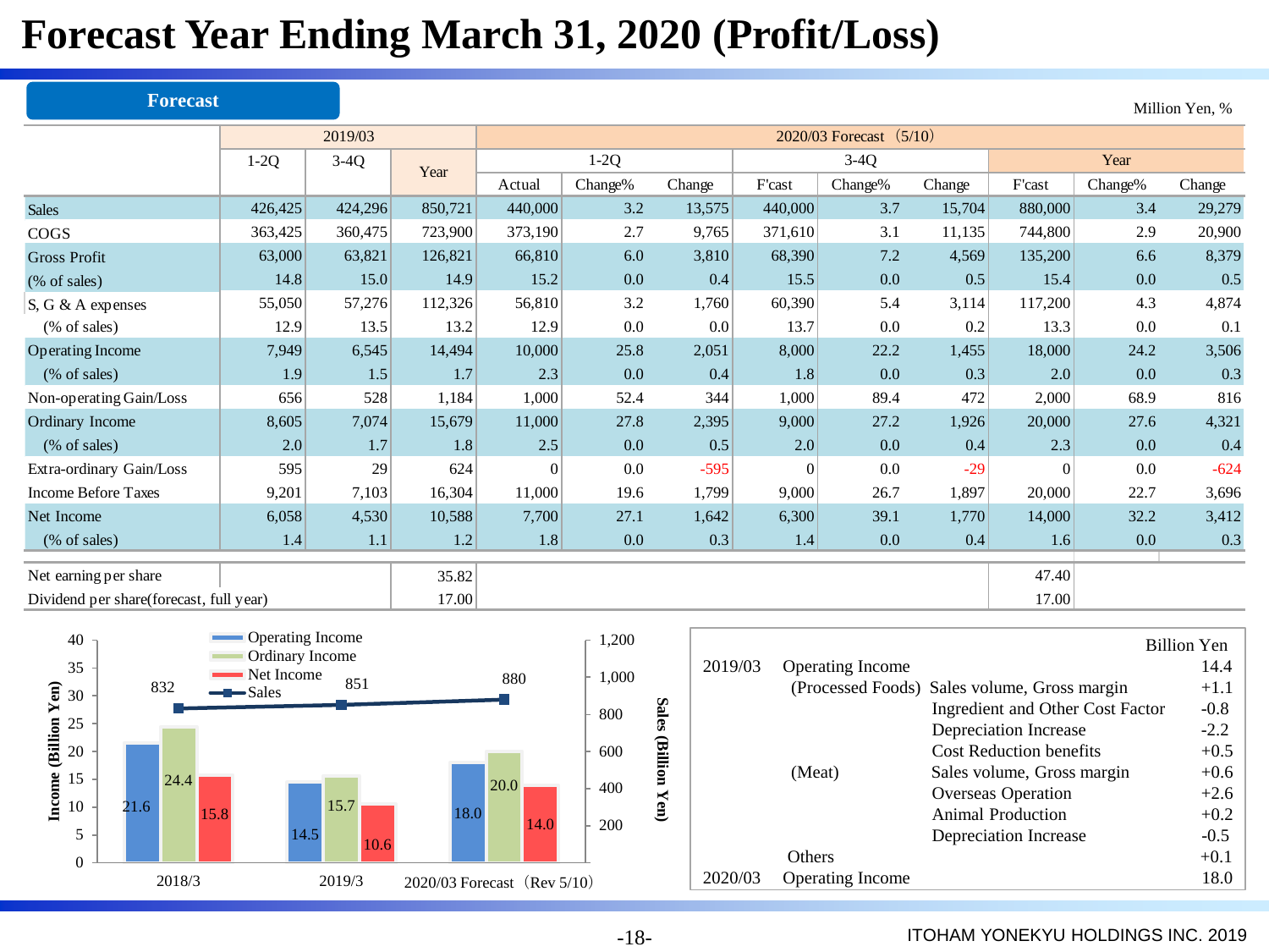# Forecast Year Ending March 31, 2020 (Profit/Loss)

**Forecast**

Million Yen, %

| | 2019/03 | | | 2020/03 Forecast （5/10） | | | | | | | | |
|---|---|---|---|---|---|---|---|---|---|---|---|---|
| | 1-2Q | 3-4Q | Year | 1-2Q | | | 3-4Q | | | Year | | |
| | | | | Actual | Change% | Change | F'cast | Change% | Change | F'cast | Change% | Change |
| Sales | 426,425 | 424,296 | 850,721 | 440,000 | 3.2 | 13,575 | 440,000 | 3.7 | 15,704 | 880,000 | 3.4 | 29,279 |
| COGS | 363,425 | 360,475 | 723,900 | 373,190 | 2.7 | 9,765 | 371,610 | 3.1 | 11,135 | 744,800 | 2.9 | 20,900 |
| Gross Profit | 63,000 | 63,821 | 126,821 | 66,810 | 6.0 | 3,810 | 68,390 | 7.2 | 4,569 | 135,200 | 6.6 | 8,379 |
| (% of sales) | 14.8 | 15.0 | 14.9 | 15.2 | 0.0 | 0.4 | 15.5 | 0.0 | 0.5 | 15.4 | 0.0 | 0.5 |
| S, G & A expenses | 55,050 | 57,276 | 112,326 | 56,810 | 3.2 | 1,760 | 60,390 | 5.4 | 3,114 | 117,200 | 4.3 | 4,874 |
| (% of sales) | 12.9 | 13.5 | 13.2 | 12.9 | 0.0 | 0.0 | 13.7 | 0.0 | 0.2 | 13.3 | 0.0 | 0.1 |
| Operating Income | 7,949 | 6,545 | 14,494 | 10,000 | 25.8 | 2,051 | 8,000 | 22.2 | 1,455 | 18,000 | 24.2 | 3,506 |
| (% of sales) | 1.9 | 1.5 | 1.7 | 2.3 | 0.0 | 0.4 | 1.8 | 0.0 | 0.3 | 2.0 | 0.0 | 0.3 |
| Non-operating Gain/Loss | 656 | 528 | 1,184 | 1,000 | 52.4 | 344 | 1,000 | 89.4 | 472 | 2,000 | 68.9 | 816 |
| Ordinary Income | 8,605 | 7,074 | 15,679 | 11,000 | 27.8 | 2,395 | 9,000 | 27.2 | 1,926 | 20,000 | 27.6 | 4,321 |
| (% of sales) | 2.0 | 1.7 | 1.8 | 2.5 | 0.0 | 0.5 | 2.0 | 0.0 | 0.4 | 2.3 | 0.0 | 0.4 |
| Extra-ordinary Gain/Loss | 595 | 29 | 624 | 0 | 0.0 | -595 | 0 | 0.0 | -29 | 0 | 0.0 | -624 |
| Income Before Taxes | 9,201 | 7,103 | 16,304 | 11,000 | 19.6 | 1,799 | 9,000 | 26.7 | 1,897 | 20,000 | 22.7 | 3,696 |
| Net Income | 6,058 | 4,530 | 10,588 | 7,700 | 27.1 | 1,642 | 6,300 | 39.1 | 1,770 | 14,000 | 32.2 | 3,412 |
| (% of sales) | 1.4 | 1.1 | 1.2 | 1.8 | 0.0 | 0.3 | 1.4 | 0.0 | 0.4 | 1.6 | 0.0 | 0.3 |
| Net earning per share | | | 35.82 | | | | | | | 47.40 | | |
| Dividend per share(forecast, full year) | | | 17.00 | | | | | | | 17.00 | | |

| | 2018/3 | 2019/3 | 2020/03 Forecast（Rev 5/10） |
|---|---|---|---|
| Operating Income (Billion Yen) | 21.6 | 14.5 | 18.0 |
| Ordinary Income (Billion Yen) | 24.4 | 15.7 | 20.0 |
| Net Income (Billion Yen) | 15.8 | 10.6 | 14.0 |
| Sales (Billion Yen) | 832 | 851 | 880 |

Billion Yen

| | | | |
|---|---|---|---|
| 2019/03 | Operating Income | | 14.4 |
| | (Processed Foods) | Sales volume, Gross margin | +1.1 |
| | | Ingredient and Other Cost Factor | -0.8 |
| | | Depreciation Increase | -2.2 |
| | | Cost Reduction benefits | +0.5 |
| | (Meat) | Sales volume, Gross margin | +0.6 |
| | | Overseas Operation | +2.6 |
| | | Animal Production | +0.2 |
| | | Depreciation Increase | -0.5 |
| | Others | | +0.1 |
| 2020/03 | Operating Income | | 18.0 |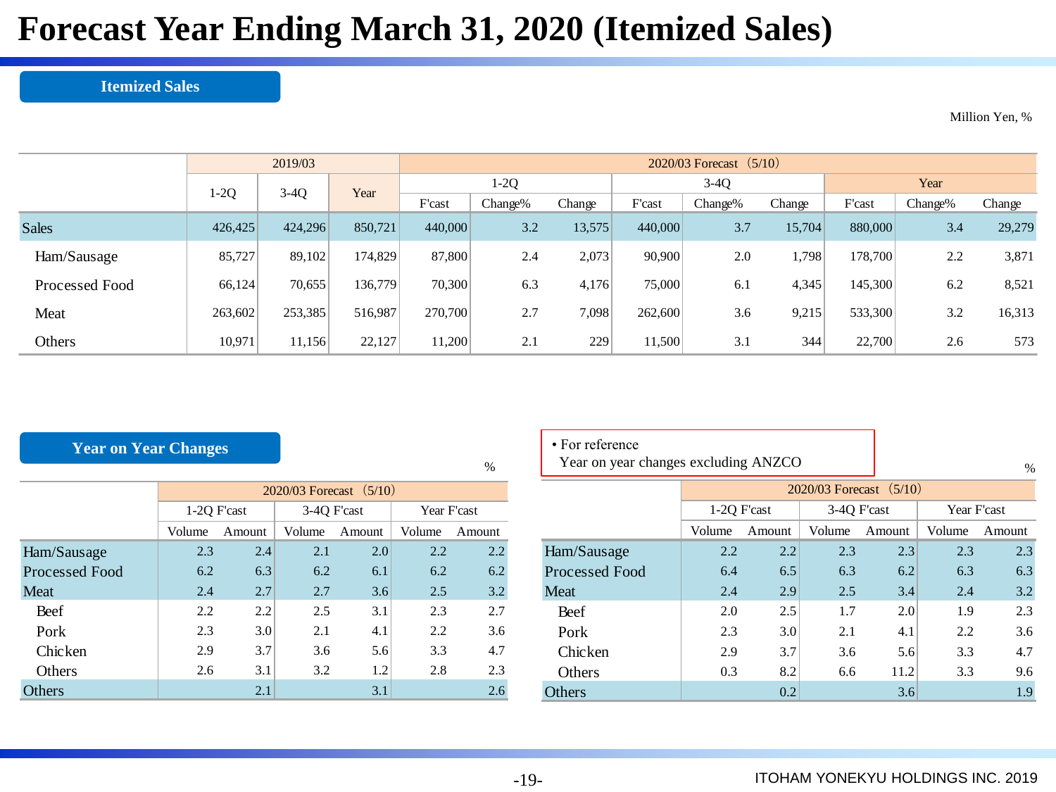# Forecast Year Ending March 31, 2020 (Itemized Sales)

## Itemized Sales

Million Yen, %

| | 2019/03 | | | 2020/03 Forecast (5/10) | | | | | | | | |
|---|---|---|---|---|---|---|---|---|---|---|---|---|
| | 1-2Q | 3-4Q | Year | 1-2Q | | | 3-4Q | | | Year | | |
| | | | | F'cast | Change% | Change | F'cast | Change% | Change | F'cast | Change% | Change |
| Sales | 426,425 | 424,296 | 850,721 | 440,000 | 3.2 | 13,575 | 440,000 | 3.7 | 15,704 | 880,000 | 3.4 | 29,279 |
| Ham/Sausage | 85,727 | 89,102 | 174,829 | 87,800 | 2.4 | 2,073 | 90,900 | 2.0 | 1,798 | 178,700 | 2.2 | 3,871 |
| Processed Food | 66,124 | 70,655 | 136,779 | 70,300 | 6.3 | 4,176 | 75,000 | 6.1 | 4,345 | 145,300 | 6.2 | 8,521 |
| Meat | 263,602 | 253,385 | 516,987 | 270,700 | 2.7 | 7,098 | 262,600 | 3.6 | 9,215 | 533,300 | 3.2 | 16,313 |
| Others | 10,971 | 11,156 | 22,127 | 11,200 | 2.1 | 229 | 11,500 | 3.1 | 344 | 22,700 | 2.6 | 573 |

## Year on Year Changes

%

| | 2020/03 Forecast (5/10) | | | | | |
|---|---|---|---|---|---|---|
| | 1-2Q F'cast | | 3-4Q F'cast | | Year F'cast | |
| | Volume | Amount | Volume | Amount | Volume | Amount |
| Ham/Sausage | 2.3 | 2.4 | 2.1 | 2.0 | 2.2 | 2.2 |
| Processed Food | 6.2 | 6.3 | 6.2 | 6.1 | 6.2 | 6.2 |
| Meat | 2.4 | 2.7 | 2.7 | 3.6 | 2.5 | 3.2 |
| Beef | 2.2 | 2.2 | 2.5 | 3.1 | 2.3 | 2.7 |
| Pork | 2.3 | 3.0 | 2.1 | 4.1 | 2.2 | 3.6 |
| Chicken | 2.9 | 3.7 | 3.6 | 5.6 | 3.3 | 4.7 |
| Others | 2.6 | 3.1 | 3.2 | 1.2 | 2.8 | 2.3 |
| Others | | 2.1 | | 3.1 | | 2.6 |

- For reference
  Year on year changes excluding ANZCO

%

| | 2020/03 Forecast (5/10) | | | | | |
|---|---|---|---|---|---|---|
| | 1-2Q F'cast | | 3-4Q F'cast | | Year F'cast | |
| | Volume | Amount | Volume | Amount | Volume | Amount |
| Ham/Sausage | 2.2 | 2.2 | 2.3 | 2.3 | 2.3 | 2.3 |
| Processed Food | 6.4 | 6.5 | 6.3 | 6.2 | 6.3 | 6.3 |
| Meat | 2.4 | 2.9 | 2.5 | 3.4 | 2.4 | 3.2 |
| Beef | 2.0 | 2.5 | 1.7 | 2.0 | 1.9 | 2.3 |
| Pork | 2.3 | 3.0 | 2.1 | 4.1 | 2.2 | 3.6 |
| Chicken | 2.9 | 3.7 | 3.6 | 5.6 | 3.3 | 4.7 |
| Others | 0.3 | 8.2 | 6.6 | 11.2 | 3.3 | 9.6 |
| Others | | 0.2 | | 3.6 | | 1.9 |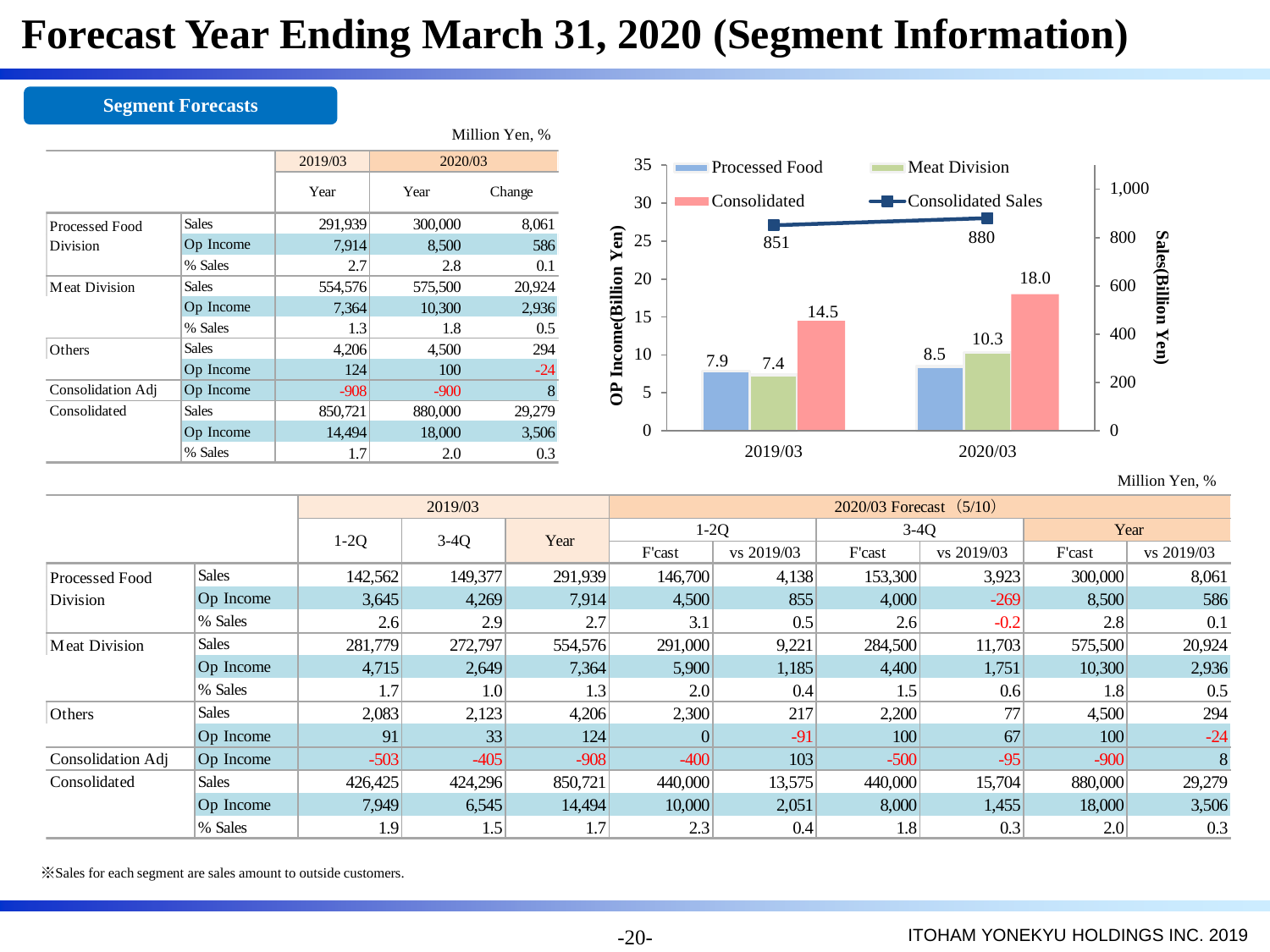# Forecast Year Ending March 31, 2020 (Segment Information)

## Segment Forecasts

Million Yen, %

| | | 2019/03 | 2020/03 | |
|---|---|---|---|---|
| | | Year | Year | Change |
| Processed Food Division | Sales | 291,939 | 300,000 | 8,061 |
| | Op Income | 7,914 | 8,500 | 586 |
| | % Sales | 2.7 | 2.8 | 0.1 |
| Meat Division | Sales | 554,576 | 575,500 | 20,924 |
| | Op Income | 7,364 | 10,300 | 2,936 |
| | % Sales | 1.3 | 1.8 | 0.5 |
| Others | Sales | 4,206 | 4,500 | 294 |
| | Op Income | 124 | 100 | -24 |
| Consolidation Adj | Op Income | -908 | -900 | 8 |
| Consolidated | Sales | 850,721 | 880,000 | 29,279 |
| | Op Income | 14,494 | 18,000 | 3,506 |
| | % Sales | 1.7 | 2.0 | 0.3 |

| | Processed Food (OP Income, Billion Yen) | Meat Division (OP Income, Billion Yen) | Consolidated (OP Income, Billion Yen) | Consolidated Sales (Billion Yen) |
|---|---|---|---|---|
| 2019/03 | 7.9 | 7.4 | 14.5 | 851 |
| 2020/03 | 8.5 | 10.3 | 18.0 | 880 |

Million Yen, %

| | | 2019/03 | | | 2020/03 Forecast（5/10） | | | | | |
|---|---|---|---|---|---|---|---|---|---|---|
| | | 1-2Q | 3-4Q | Year | 1-2Q | | 3-4Q | | Year | |
| | | | | | F'cast | vs 2019/03 | F'cast | vs 2019/03 | F'cast | vs 2019/03 |
| Processed Food Division | Sales | 142,562 | 149,377 | 291,939 | 146,700 | 4,138 | 153,300 | 3,923 | 300,000 | 8,061 |
| | Op Income | 3,645 | 4,269 | 7,914 | 4,500 | 855 | 4,000 | -269 | 8,500 | 586 |
| | % Sales | 2.6 | 2.9 | 2.7 | 3.1 | 0.5 | 2.6 | -0.2 | 2.8 | 0.1 |
| Meat Division | Sales | 281,779 | 272,797 | 554,576 | 291,000 | 9,221 | 284,500 | 11,703 | 575,500 | 20,924 |
| | Op Income | 4,715 | 2,649 | 7,364 | 5,900 | 1,185 | 4,400 | 1,751 | 10,300 | 2,936 |
| | % Sales | 1.7 | 1.0 | 1.3 | 2.0 | 0.4 | 1.5 | 0.6 | 1.8 | 0.5 |
| Others | Sales | 2,083 | 2,123 | 4,206 | 2,300 | 217 | 2,200 | 77 | 4,500 | 294 |
| | Op Income | 91 | 33 | 124 | 0 | -91 | 100 | 67 | 100 | -24 |
| Consolidation Adj | Op Income | -503 | -405 | -908 | -400 | 103 | -500 | -95 | -900 | 8 |
| Consolidated | Sales | 426,425 | 424,296 | 850,721 | 440,000 | 13,575 | 440,000 | 15,704 | 880,000 | 29,279 |
| | Op Income | 7,949 | 6,545 | 14,494 | 10,000 | 2,051 | 8,000 | 1,455 | 18,000 | 3,506 |
| | % Sales | 1.9 | 1.5 | 1.7 | 2.3 | 0.4 | 1.8 | 0.3 | 2.0 | 0.3 |

※Sales for each segment are sales amount to outside customers.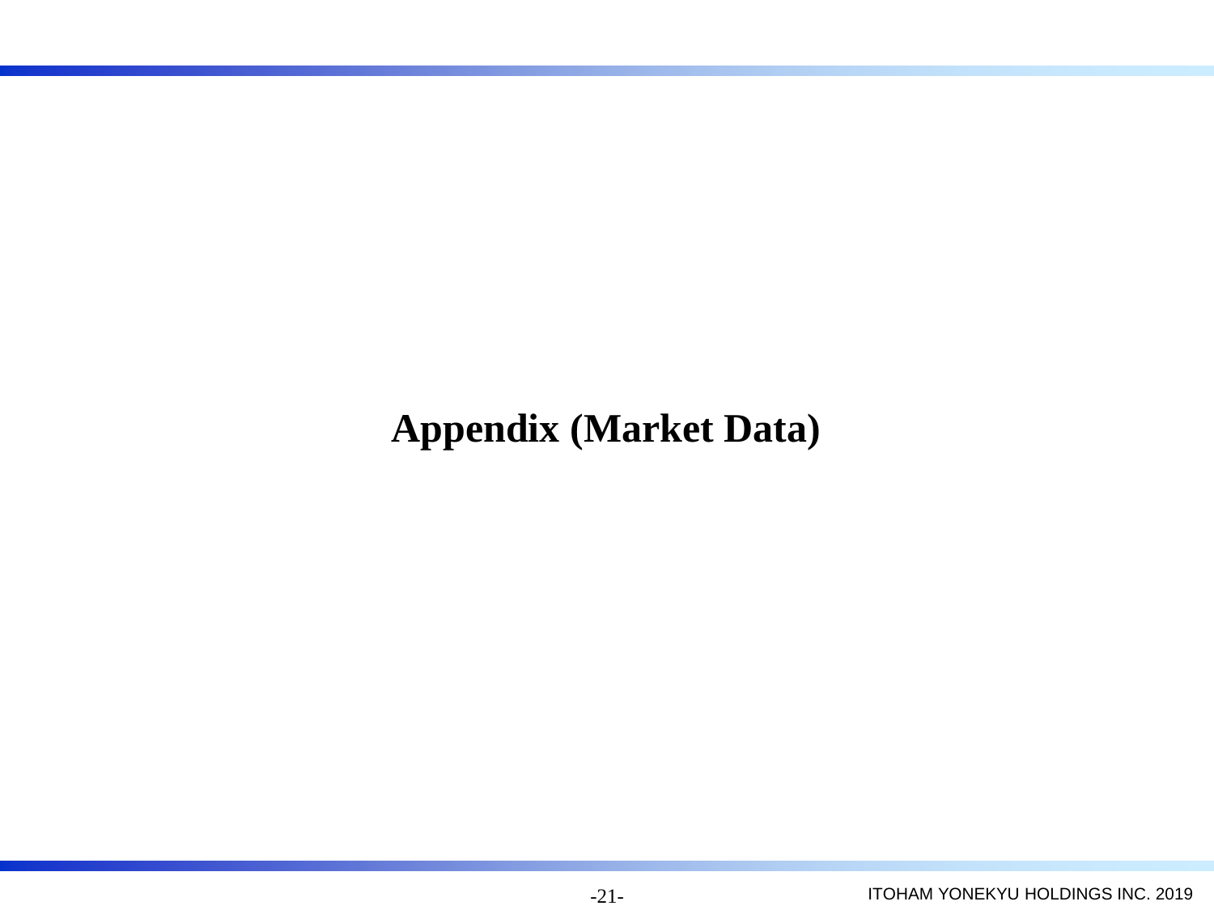# Appendix (Market Data)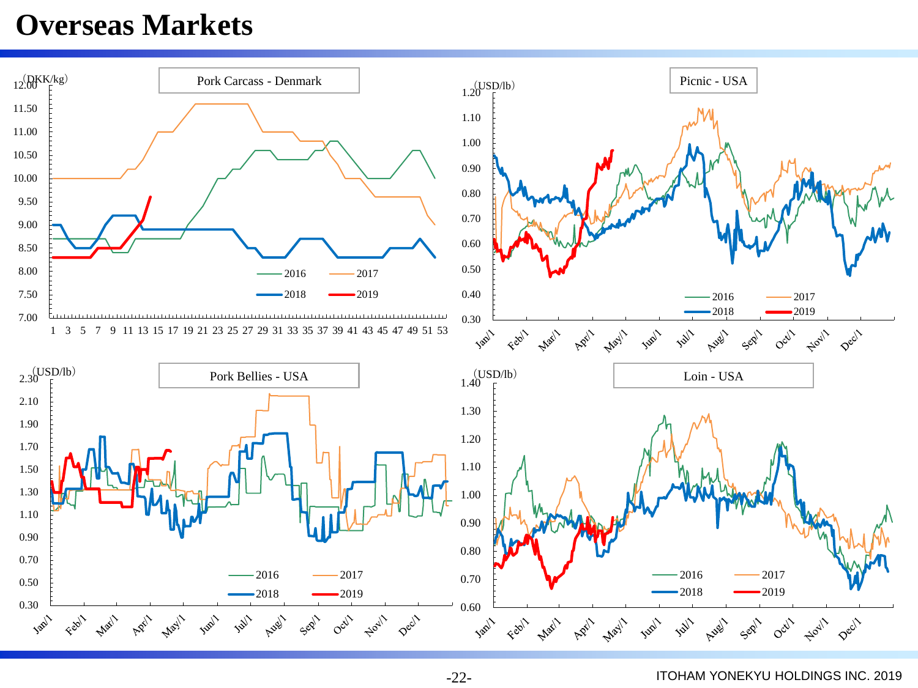# Overseas Markets

**Pork Carcass - Denmark**

(DKK/kg)

12.00, 11.50, 11.00, 10.50, 10.00, 9.50, 9.00, 8.50, 8.00, 7.50, 7.00

1 3 5 7 9 11 13 15 17 19 21 23 25 27 29 31 33 35 37 39 41 43 45 47 49 51 53

2016 2017 2018 2019

**Picnic - USA**

(USD/lb)

1.20, 1.10, 1.00, 0.90, 0.80, 0.70, 0.60, 0.50, 0.40, 0.30

Jan/1 Feb/1 Mar/1 Apr/1 May/1 Jun/1 Jul/1 Aug/1 Sep/1 Oct/1 Nov/1 Dec/1

2016 2017 2018 2019

**Pork Bellies - USA**

(USD/lb)

2.30, 2.10, 1.90, 1.70, 1.50, 1.30, 1.10, 0.90, 0.70, 0.50, 0.30

Jan/1 Feb/1 Mar/1 Apr/1 May/1 Jun/1 Jul/1 Aug/1 Sep/1 Oct/1 Nov/1 Dec/1

2016 2017 2018 2019

**Loin - USA**

(USD/lb)

1.40, 1.30, 1.20, 1.10, 1.00, 0.90, 0.80, 0.70, 0.60

Jan/1 Feb/1 Mar/1 Apr/1 May/1 Jun/1 Jul/1 Aug/1 Sep/1 Oct/1 Nov/1 Dec/1

2016 2017 2018 2019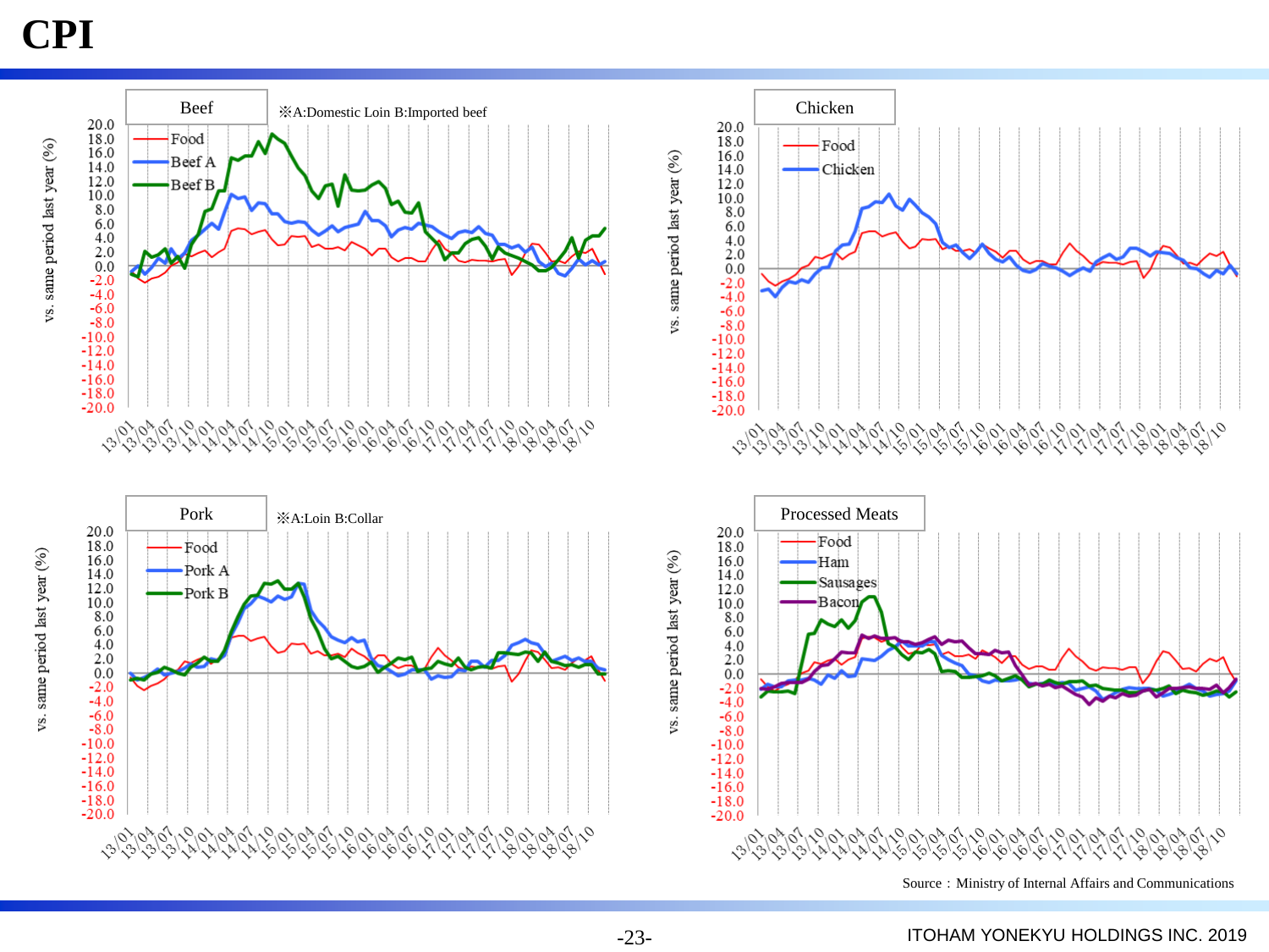# CPI

**Beef**

※A:Domestic Loin B:Imported beef

**Chicken**

**Pork**

※A:Loin B:Collar

**Processed Meats**

Source：Ministry of Internal Affairs and Communications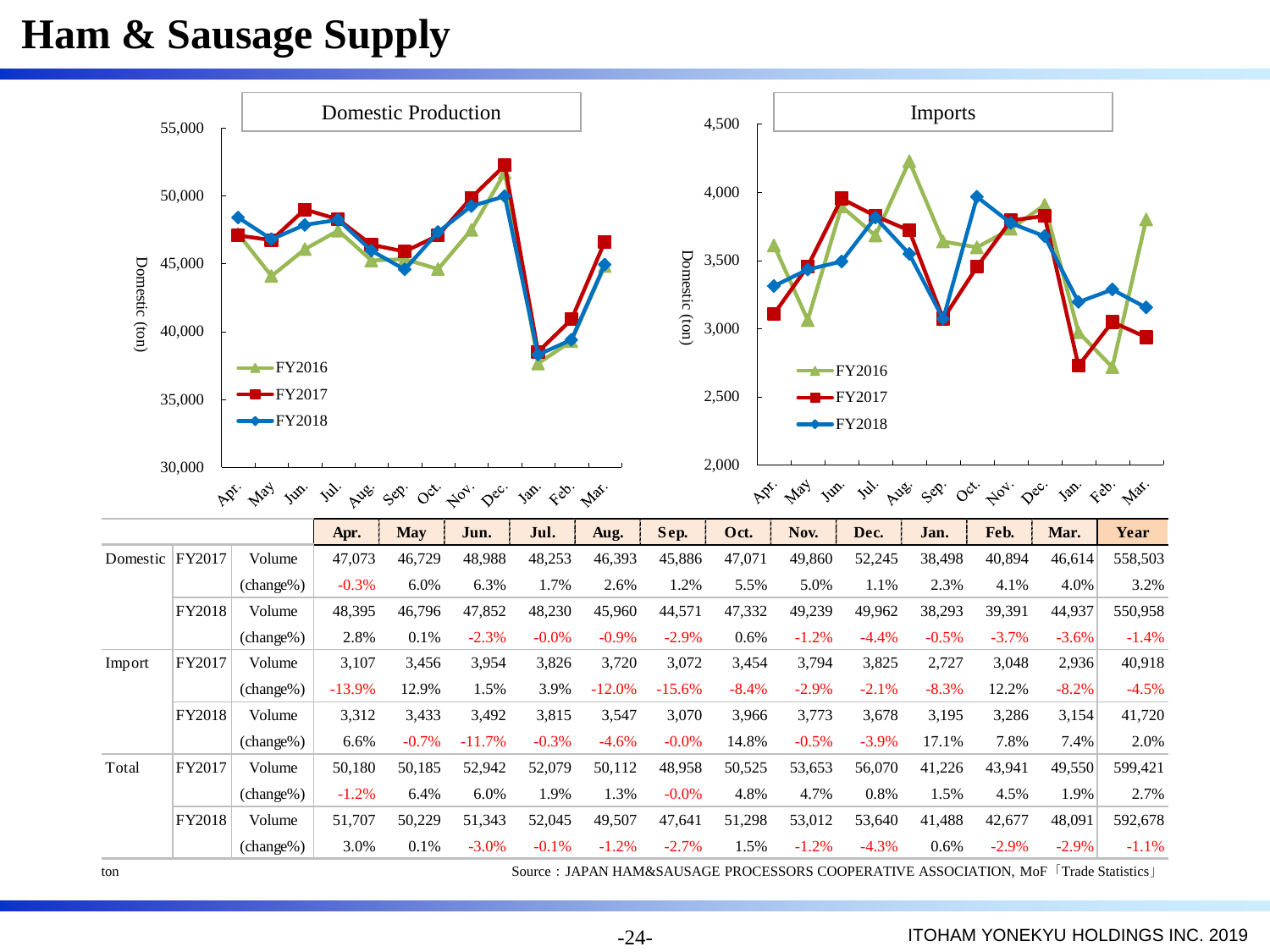# Ham & Sausage Supply

Domestic Production

Imports

| | | | Apr. | May | Jun. | Jul. | Aug. | Sep. | Oct. | Nov. | Dec. | Jan. | Feb. | Mar. | Year |
|---|---|---|---|---|---|---|---|---|---|---|---|---|---|---|---|
| Domestic | FY2017 | Volume | 47,073 | 46,729 | 48,988 | 48,253 | 46,393 | 45,886 | 47,071 | 49,860 | 52,245 | 38,498 | 40,894 | 46,614 | 558,503 |
| | | (change%) | -0.3% | 6.0% | 6.3% | 1.7% | 2.6% | 1.2% | 5.5% | 5.0% | 1.1% | 2.3% | 4.1% | 4.0% | 3.2% |
| | FY2018 | Volume | 48,395 | 46,796 | 47,852 | 48,230 | 45,960 | 44,571 | 47,332 | 49,239 | 49,962 | 38,293 | 39,391 | 44,937 | 550,958 |
| | | (change%) | 2.8% | 0.1% | -2.3% | -0.0% | -0.9% | -2.9% | 0.6% | -1.2% | -4.4% | -0.5% | -3.7% | -3.6% | -1.4% |
| Import | FY2017 | Volume | 3,107 | 3,456 | 3,954 | 3,826 | 3,720 | 3,072 | 3,454 | 3,794 | 3,825 | 2,727 | 3,048 | 2,936 | 40,918 |
| | | (change%) | -13.9% | 12.9% | 1.5% | 3.9% | -12.0% | -15.6% | -8.4% | -2.9% | -2.1% | -8.3% | 12.2% | -8.2% | -4.5% |
| | FY2018 | Volume | 3,312 | 3,433 | 3,492 | 3,815 | 3,547 | 3,070 | 3,966 | 3,773 | 3,678 | 3,195 | 3,286 | 3,154 | 41,720 |
| | | (change%) | 6.6% | -0.7% | -11.7% | -0.3% | -4.6% | -0.0% | 14.8% | -0.5% | -3.9% | 17.1% | 7.8% | 7.4% | 2.0% |
| Total | FY2017 | Volume | 50,180 | 50,185 | 52,942 | 52,079 | 50,112 | 48,958 | 50,525 | 53,653 | 56,070 | 41,226 | 43,941 | 49,550 | 599,421 |
| | | (change%) | -1.2% | 6.4% | 6.0% | 1.9% | 1.3% | -0.0% | 4.8% | 4.7% | 0.8% | 1.5% | 4.5% | 1.9% | 2.7% |
| | FY2018 | Volume | 51,707 | 50,229 | 51,343 | 52,045 | 49,507 | 47,641 | 51,298 | 53,012 | 53,640 | 41,488 | 42,677 | 48,091 | 592,678 |
| | | (change%) | 3.0% | 0.1% | -3.0% | -0.1% | -1.2% | -2.7% | 1.5% | -1.2% | -4.3% | 0.6% | -2.9% | -2.9% | -1.1% |

ton

Source：JAPAN HAM&SAUSAGE PROCESSORS COOPERATIVE ASSOCIATION, MoF「Trade Statistics」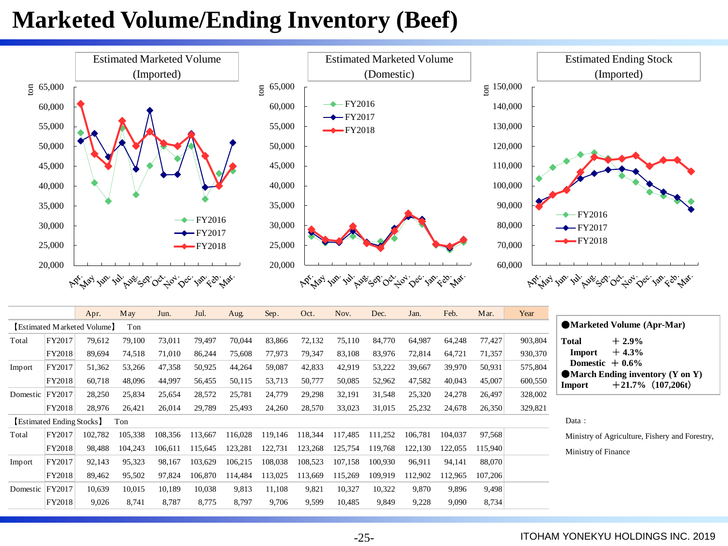# Marketed Volume/Ending Inventory (Beef)

Estimated Marketed Volume (Imported)

Estimated Marketed Volume (Domestic)

Estimated Ending Stock (Imported)

| | | Apr. | May | Jun. | Jul. | Aug. | Sep. | Oct. | Nov. | Dec. | Jan. | Feb. | Mar. | Year |
|---|---|---|---|---|---|---|---|---|---|---|---|---|---|---|
| 【Estimated Marketed Volume】 Ton | | | | | | | | | | | | | | |
| Total | FY2017 | 79,612 | 79,100 | 73,011 | 79,497 | 70,044 | 83,866 | 72,132 | 75,110 | 84,770 | 64,987 | 64,248 | 77,427 | 903,804 |
| | FY2018 | 89,694 | 74,518 | 71,010 | 86,244 | 75,608 | 77,973 | 79,347 | 83,108 | 83,976 | 72,814 | 64,721 | 71,357 | 930,370 |
| Import | FY2017 | 51,362 | 53,266 | 47,358 | 50,925 | 44,264 | 59,087 | 42,833 | 42,919 | 53,222 | 39,667 | 39,970 | 50,931 | 575,804 |
| | FY2018 | 60,718 | 48,096 | 44,997 | 56,455 | 50,115 | 53,713 | 50,777 | 50,085 | 52,962 | 47,582 | 40,043 | 45,007 | 600,550 |
| Domestic | FY2017 | 28,250 | 25,834 | 25,654 | 28,572 | 25,781 | 24,779 | 29,298 | 32,191 | 31,548 | 25,320 | 24,278 | 26,497 | 328,002 |
| | FY2018 | 28,976 | 26,421 | 26,014 | 29,789 | 25,493 | 24,260 | 28,570 | 33,023 | 31,015 | 25,232 | 24,678 | 26,350 | 329,821 |
| 【Estimated Ending Stocks】 Ton | | | | | | | | | | | | | | |
| Total | FY2017 | 102,782 | 105,338 | 108,356 | 113,667 | 116,028 | 119,146 | 118,344 | 117,485 | 111,252 | 106,781 | 104,037 | 97,568 | |
| | FY2018 | 98,488 | 104,243 | 106,611 | 115,645 | 123,281 | 122,731 | 123,268 | 125,754 | 119,768 | 122,130 | 122,055 | 115,940 | |
| Import | FY2017 | 92,143 | 95,323 | 98,167 | 103,629 | 106,215 | 108,038 | 108,523 | 107,158 | 100,930 | 96,911 | 94,141 | 88,070 | |
| | FY2018 | 89,462 | 95,502 | 97,824 | 106,870 | 114,484 | 113,025 | 113,669 | 115,269 | 109,919 | 112,902 | 112,965 | 107,206 | |
| Domestic | FY2017 | 10,639 | 10,015 | 10,189 | 10,038 | 9,813 | 11,108 | 9,821 | 10,327 | 10,322 | 9,870 | 9,896 | 9,498 | |
| | FY2018 | 9,026 | 8,741 | 8,787 | 8,775 | 8,797 | 9,706 | 9,599 | 10,485 | 9,849 | 9,228 | 9,090 | 8,734 | |

**●Marketed Volume (Apr-Mar)**

**Total ＋2.9%**
**Import ＋4.3%**
**Domestic ＋0.6%**

**●March Ending inventory (Y on Y)**
**Import ＋21.7%（107,206t）**

Data：
Ministry of Agriculture, Fishery and Forestry,
Ministry of Finance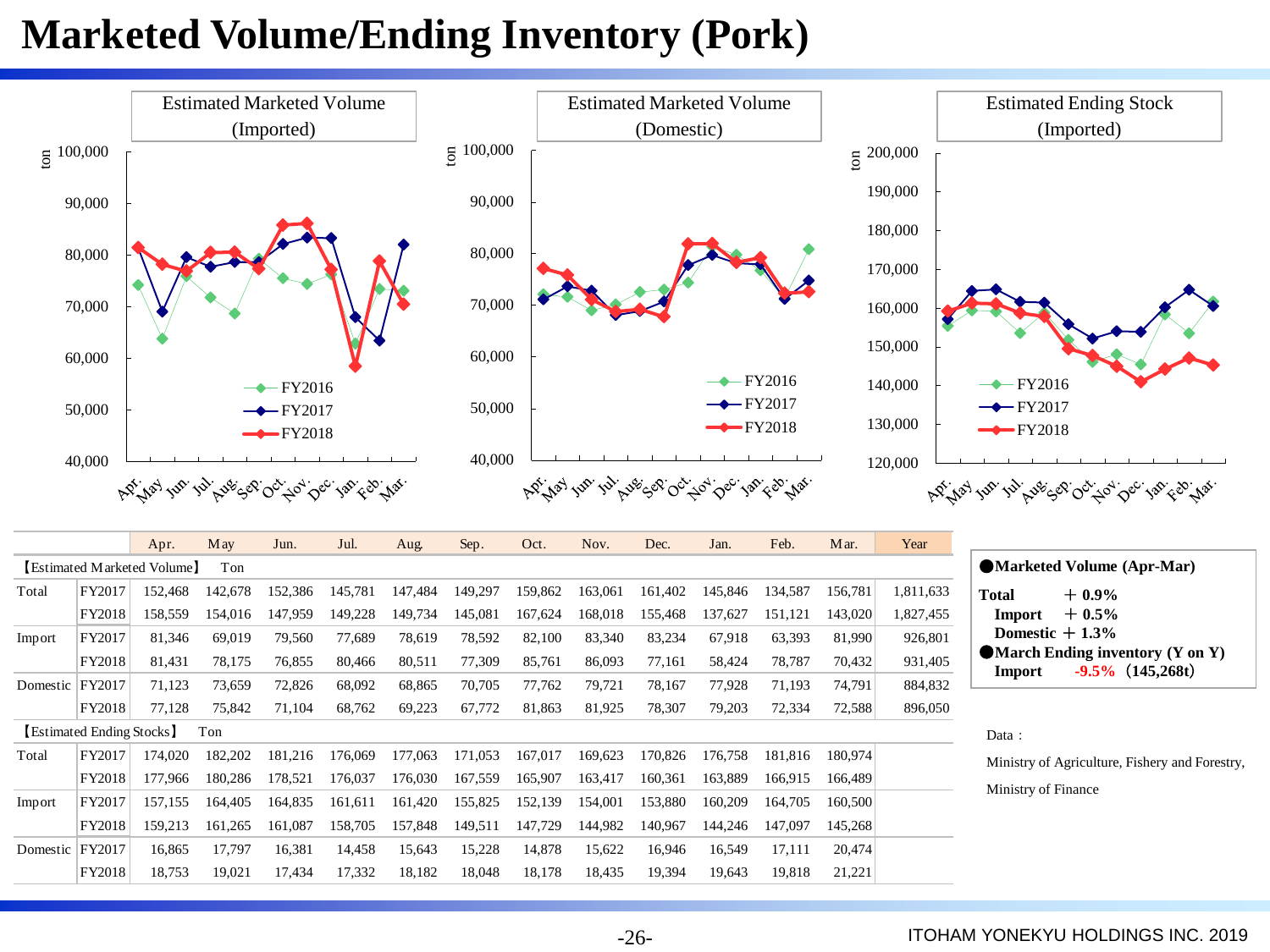# Marketed Volume/Ending Inventory (Pork)

| | | Apr. | May | Jun. | Jul. | Aug. | Sep. | Oct. | Nov. | Dec. | Jan. | Feb. | Mar. | Year |
|---|---|---|---|---|---|---|---|---|---|---|---|---|---|---|
| 【Estimated Marketed Volume】 | Ton | | | | | | | | | | | | | |
| Total | FY2017 | 152,468 | 142,678 | 152,386 | 145,781 | 147,484 | 149,297 | 159,862 | 163,061 | 161,402 | 145,846 | 134,587 | 156,781 | 1,811,633 |
| | FY2018 | 158,559 | 154,016 | 147,959 | 149,228 | 149,734 | 145,081 | 167,624 | 168,018 | 155,468 | 137,627 | 151,121 | 143,020 | 1,827,455 |
| Import | FY2017 | 81,346 | 69,019 | 79,560 | 77,689 | 78,619 | 78,592 | 82,100 | 83,340 | 83,234 | 67,918 | 63,393 | 81,990 | 926,801 |
| | FY2018 | 81,431 | 78,175 | 76,855 | 80,466 | 80,511 | 77,309 | 85,761 | 86,093 | 77,161 | 58,424 | 78,787 | 70,432 | 931,405 |
| Domestic | FY2017 | 71,123 | 73,659 | 72,826 | 68,092 | 68,865 | 70,705 | 77,762 | 79,721 | 78,167 | 77,928 | 71,193 | 74,791 | 884,832 |
| | FY2018 | 77,128 | 75,842 | 71,104 | 68,762 | 69,223 | 67,772 | 81,863 | 81,925 | 78,307 | 79,203 | 72,334 | 72,588 | 896,050 |
| 【Estimated Ending Stocks】 | Ton | | | | | | | | | | | | | |
| Total | FY2017 | 174,020 | 182,202 | 181,216 | 176,069 | 177,063 | 171,053 | 167,017 | 169,623 | 170,826 | 176,758 | 181,816 | 180,974 | |
| | FY2018 | 177,966 | 180,286 | 178,521 | 176,037 | 176,030 | 167,559 | 165,907 | 163,417 | 160,361 | 163,889 | 166,915 | 166,489 | |
| Import | FY2017 | 157,155 | 164,405 | 164,835 | 161,611 | 161,420 | 155,825 | 152,139 | 154,001 | 153,880 | 160,209 | 164,705 | 160,500 | |
| | FY2018 | 159,213 | 161,265 | 161,087 | 158,705 | 157,848 | 149,511 | 147,729 | 144,982 | 140,967 | 144,246 | 147,097 | 145,268 | |
| Domestic | FY2017 | 16,865 | 17,797 | 16,381 | 14,458 | 15,643 | 15,228 | 14,878 | 15,622 | 16,946 | 16,549 | 17,111 | 20,474 | |
| | FY2018 | 18,753 | 19,021 | 17,434 | 17,332 | 18,182 | 18,048 | 18,178 | 18,435 | 19,394 | 19,643 | 19,818 | 21,221 | |

**●Marketed Volume (Apr-Mar)**

**Total ＋0.9%**
**Import ＋0.5%**
**Domestic ＋1.3%**

**●March Ending inventory (Y on Y)**
**Import -9.5%（145,268t）**

Data：
Ministry of Agriculture, Fishery and Forestry,
Ministry of Finance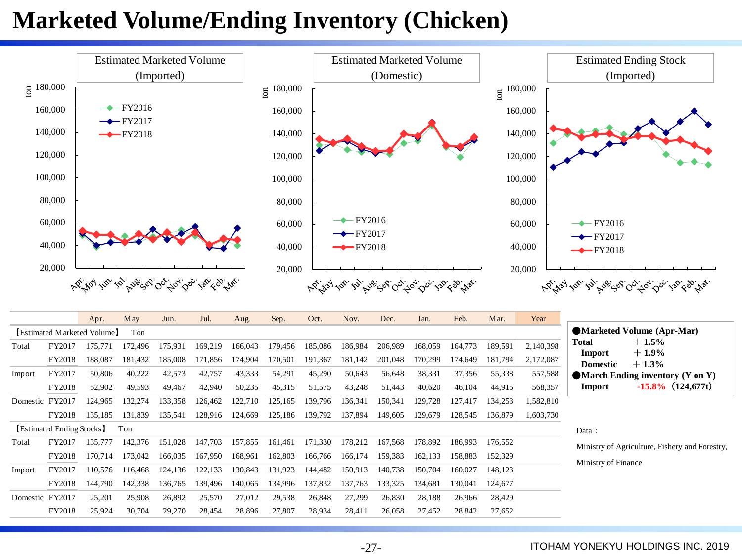# Marketed Volume/Ending Inventory (Chicken)

| | | Apr. | May | Jun. | Jul. | Aug. | Sep. | Oct. | Nov. | Dec. | Jan. | Feb. | Mar. | Year |
|---|---|---|---|---|---|---|---|---|---|---|---|---|---|---|
| 【Estimated Marketed Volume】 Ton | | | | | | | | | | | | | | |
| Total | FY2017 | 175,771 | 172,496 | 175,931 | 169,219 | 166,043 | 179,456 | 185,086 | 186,984 | 206,989 | 168,059 | 164,773 | 189,591 | 2,140,398 |
| | FY2018 | 188,087 | 181,432 | 185,008 | 171,856 | 174,904 | 170,501 | 191,367 | 181,142 | 201,048 | 170,299 | 174,649 | 181,794 | 2,172,087 |
| Import | FY2017 | 50,806 | 40,222 | 42,573 | 42,757 | 43,333 | 54,291 | 45,290 | 50,643 | 56,648 | 38,331 | 37,356 | 55,338 | 557,588 |
| | FY2018 | 52,902 | 49,593 | 49,467 | 42,940 | 50,235 | 45,315 | 51,575 | 43,248 | 51,443 | 40,620 | 46,104 | 44,915 | 568,357 |
| Domestic | FY2017 | 124,965 | 132,274 | 133,358 | 126,462 | 122,710 | 125,165 | 139,796 | 136,341 | 150,341 | 129,728 | 127,417 | 134,253 | 1,582,810 |
| | FY2018 | 135,185 | 131,839 | 135,541 | 128,916 | 124,669 | 125,186 | 139,792 | 137,894 | 149,605 | 129,679 | 128,545 | 136,879 | 1,603,730 |
| 【Estimated Ending Stocks】 Ton | | | | | | | | | | | | | | |
| Total | FY2017 | 135,777 | 142,376 | 151,028 | 147,703 | 157,855 | 161,461 | 171,330 | 178,212 | 167,568 | 178,892 | 186,993 | 176,552 | |
| | FY2018 | 170,714 | 173,042 | 166,035 | 167,950 | 168,961 | 162,803 | 166,766 | 166,174 | 159,383 | 162,133 | 158,883 | 152,329 | |
| Import | FY2017 | 110,576 | 116,468 | 124,136 | 122,133 | 130,843 | 131,923 | 144,482 | 150,913 | 140,738 | 150,704 | 160,027 | 148,123 | |
| | FY2018 | 144,790 | 142,338 | 136,765 | 139,496 | 140,065 | 134,996 | 137,832 | 137,763 | 133,325 | 134,681 | 130,041 | 124,677 | |
| Domestic | FY2017 | 25,201 | 25,908 | 26,892 | 25,570 | 27,012 | 29,538 | 26,848 | 27,299 | 26,830 | 28,188 | 26,966 | 28,429 | |
| | FY2018 | 25,924 | 30,704 | 29,270 | 28,454 | 28,896 | 27,807 | 28,934 | 28,411 | 26,058 | 27,452 | 28,842 | 27,652 | |

**●Marketed Volume (Apr-Mar)**
**Total ＋1.5%**
**Import ＋1.9%**
**Domestic ＋1.3%**
**●March Ending inventory (Y on Y)**
**Import -15.8% (124,677t)**

Data：
Ministry of Agriculture, Fishery and Forestry,
Ministry of Finance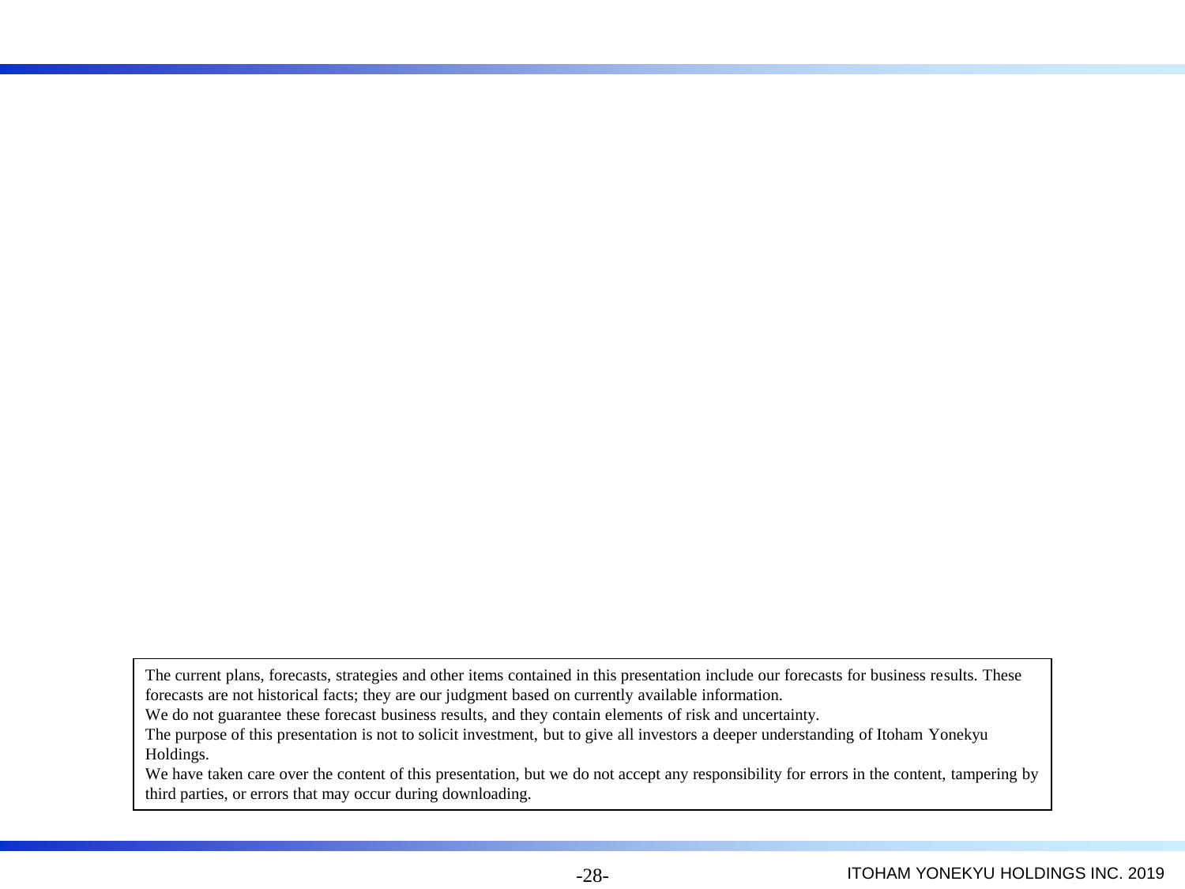The current plans, forecasts, strategies and other items contained in this presentation include our forecasts for business results. These forecasts are not historical facts; they are our judgment based on currently available information.
We do not guarantee these forecast business results, and they contain elements of risk and uncertainty.
The purpose of this presentation is not to solicit investment, but to give all investors a deeper understanding of Itoham Yonekyu Holdings.
We have taken care over the content of this presentation, but we do not accept any responsibility for errors in the content, tampering by third parties, or errors that may occur during downloading.